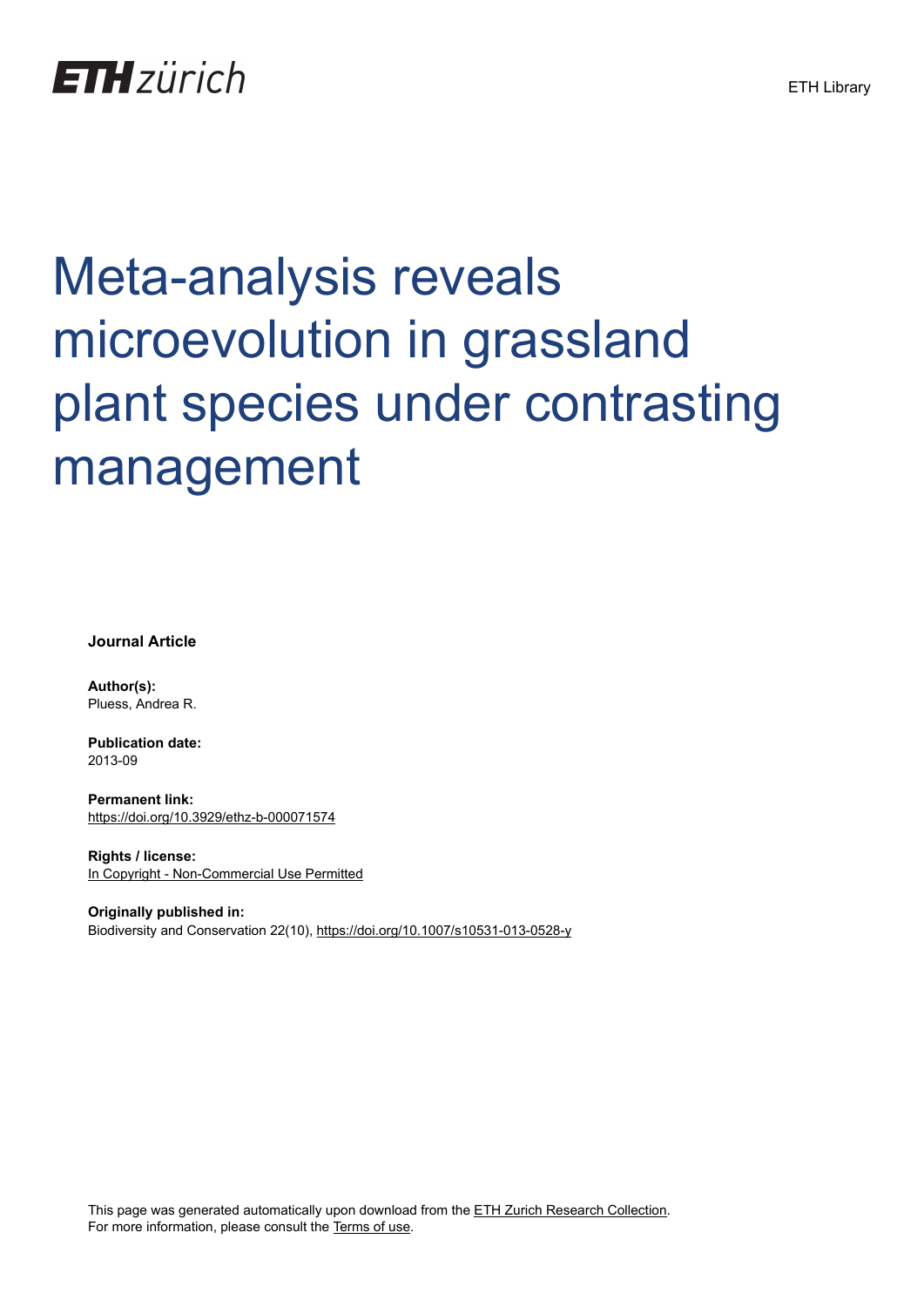ETH zürich

ETH Library

# Meta-analysis reveals microevolution in grassland plant species under contrasting management

**Journal Article**

**Author(s):**
Pluess, Andrea R.

**Publication date:**
2013-09

**Permanent link:**
https://doi.org/10.3929/ethz-b-000071574

**Rights / license:**
In Copyright - Non-Commercial Use Permitted

**Originally published in:**
Biodiversity and Conservation 22(10), https://doi.org/10.1007/s10531-013-0528-y

This page was generated automatically upon download from the ETH Zurich Research Collection.
For more information, please consult the Terms of use.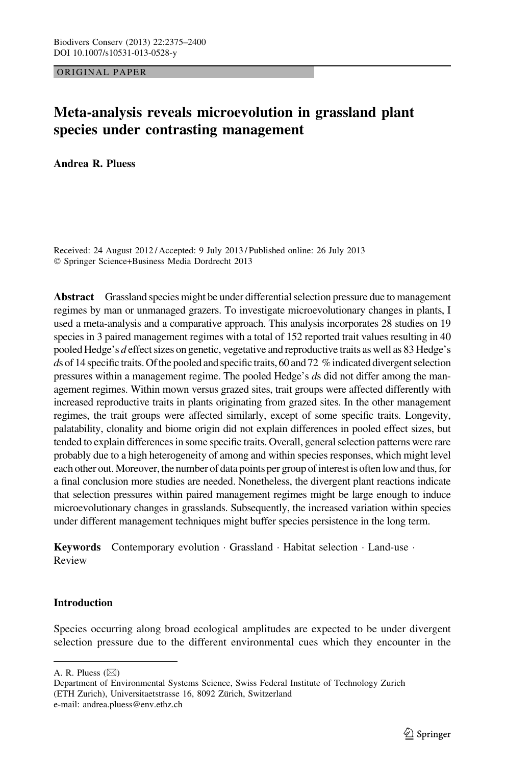ORIGINAL PAPER

# Meta-analysis reveals microevolution in grassland plant species under contrasting management

**Andrea R. Pluess**

Received: 24 August 2012 / Accepted: 9 July 2013 / Published online: 26 July 2013
© Springer Science+Business Media Dordrecht 2013

**Abstract** Grassland species might be under differential selection pressure due to management regimes by man or unmanaged grazers. To investigate microevolutionary changes in plants, I used a meta-analysis and a comparative approach. This analysis incorporates 28 studies on 19 species in 3 paired management regimes with a total of 152 reported trait values resulting in 40 pooled Hedge's *d* effect sizes on genetic, vegetative and reproductive traits as well as 83 Hedge's *d*s of 14 specific traits. Of the pooled and specific traits, 60 and 72 % indicated divergent selection pressures within a management regime. The pooled Hedge's *d*s did not differ among the management regimes. Within mown versus grazed sites, trait groups were affected differently with increased reproductive traits in plants originating from grazed sites. In the other management regimes, the trait groups were affected similarly, except of some specific traits. Longevity, palatability, clonality and biome origin did not explain differences in pooled effect sizes, but tended to explain differences in some specific traits. Overall, general selection patterns were rare probably due to a high heterogeneity of among and within species responses, which might level each other out. Moreover, the number of data points per group of interest is often low and thus, for a final conclusion more studies are needed. Nonetheless, the divergent plant reactions indicate that selection pressures within paired management regimes might be large enough to induce microevolutionary changes in grasslands. Subsequently, the increased variation within species under different management techniques might buffer species persistence in the long term.

**Keywords** Contemporary evolution · Grassland · Habitat selection · Land-use · Review

## Introduction

Species occurring along broad ecological amplitudes are expected to be under divergent selection pressure due to the different environmental cues which they encounter in the

---

A. R. Pluess (✉)
Department of Environmental Systems Science, Swiss Federal Institute of Technology Zurich (ETH Zurich), Universitaetstrasse 16, 8092 Zürich, Switzerland
e-mail: andrea.pluess@env.ethz.ch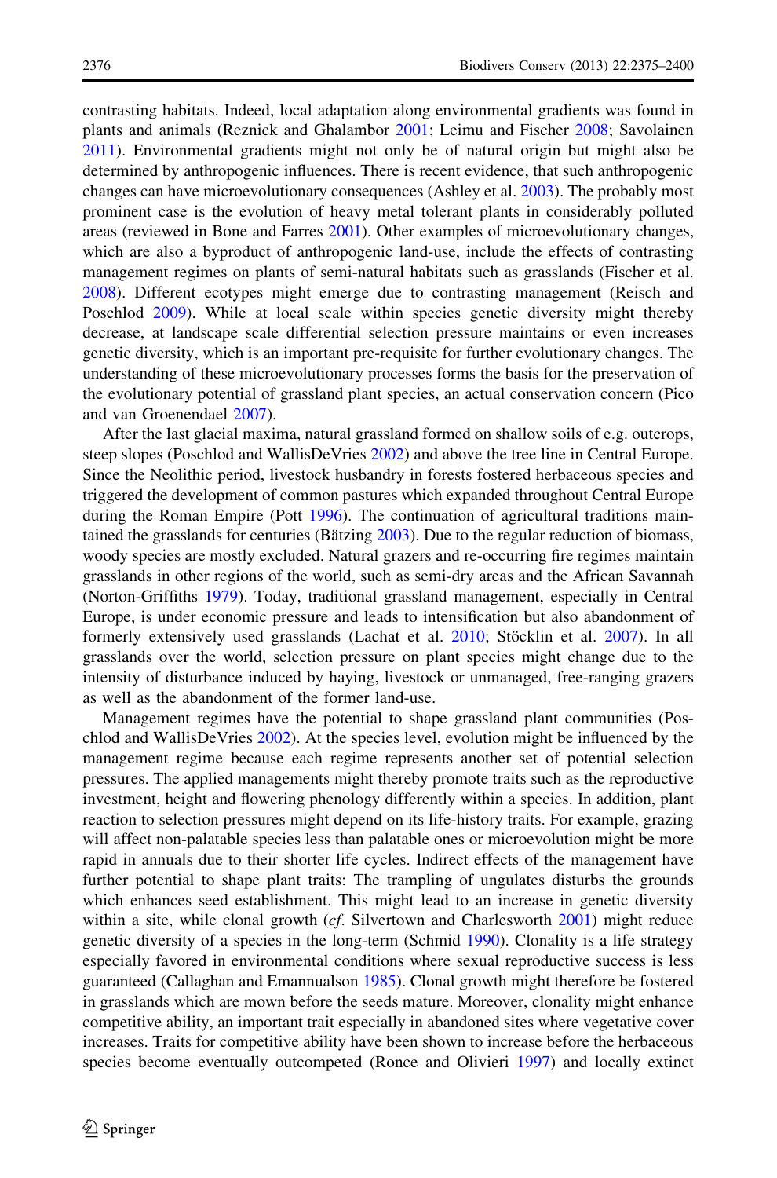contrasting habitats. Indeed, local adaptation along environmental gradients was found in plants and animals (Reznick and Ghalambor 2001; Leimu and Fischer 2008; Savolainen 2011). Environmental gradients might not only be of natural origin but might also be determined by anthropogenic influences. There is recent evidence, that such anthropogenic changes can have microevolutionary consequences (Ashley et al. 2003). The probably most prominent case is the evolution of heavy metal tolerant plants in considerably polluted areas (reviewed in Bone and Farres 2001). Other examples of microevolutionary changes, which are also a byproduct of anthropogenic land-use, include the effects of contrasting management regimes on plants of semi-natural habitats such as grasslands (Fischer et al. 2008). Different ecotypes might emerge due to contrasting management (Reisch and Poschlod 2009). While at local scale within species genetic diversity might thereby decrease, at landscape scale differential selection pressure maintains or even increases genetic diversity, which is an important pre-requisite for further evolutionary changes. The understanding of these microevolutionary processes forms the basis for the preservation of the evolutionary potential of grassland plant species, an actual conservation concern (Pico and van Groenendael 2007).

After the last glacial maxima, natural grassland formed on shallow soils of e.g. outcrops, steep slopes (Poschlod and WallisDeVries 2002) and above the tree line in Central Europe. Since the Neolithic period, livestock husbandry in forests fostered herbaceous species and triggered the development of common pastures which expanded throughout Central Europe during the Roman Empire (Pott 1996). The continuation of agricultural traditions maintained the grasslands for centuries (Bätzing 2003). Due to the regular reduction of biomass, woody species are mostly excluded. Natural grazers and re-occurring fire regimes maintain grasslands in other regions of the world, such as semi-dry areas and the African Savannah (Norton-Griffiths 1979). Today, traditional grassland management, especially in Central Europe, is under economic pressure and leads to intensification but also abandonment of formerly extensively used grasslands (Lachat et al. 2010; Stöcklin et al. 2007). In all grasslands over the world, selection pressure on plant species might change due to the intensity of disturbance induced by haying, livestock or unmanaged, free-ranging grazers as well as the abandonment of the former land-use.

Management regimes have the potential to shape grassland plant communities (Poschlod and WallisDeVries 2002). At the species level, evolution might be influenced by the management regime because each regime represents another set of potential selection pressures. The applied managements might thereby promote traits such as the reproductive investment, height and flowering phenology differently within a species. In addition, plant reaction to selection pressures might depend on its life-history traits. For example, grazing will affect non-palatable species less than palatable ones or microevolution might be more rapid in annuals due to their shorter life cycles. Indirect effects of the management have further potential to shape plant traits: The trampling of ungulates disturbs the grounds which enhances seed establishment. This might lead to an increase in genetic diversity within a site, while clonal growth (*cf.* Silvertown and Charlesworth 2001) might reduce genetic diversity of a species in the long-term (Schmid 1990). Clonality is a life strategy especially favored in environmental conditions where sexual reproductive success is less guaranteed (Callaghan and Emannualson 1985). Clonal growth might therefore be fostered in grasslands which are mown before the seeds mature. Moreover, clonality might enhance competitive ability, an important trait especially in abandoned sites where vegetative cover increases. Traits for competitive ability have been shown to increase before the herbaceous species become eventually outcompeted (Ronce and Olivieri 1997) and locally extinct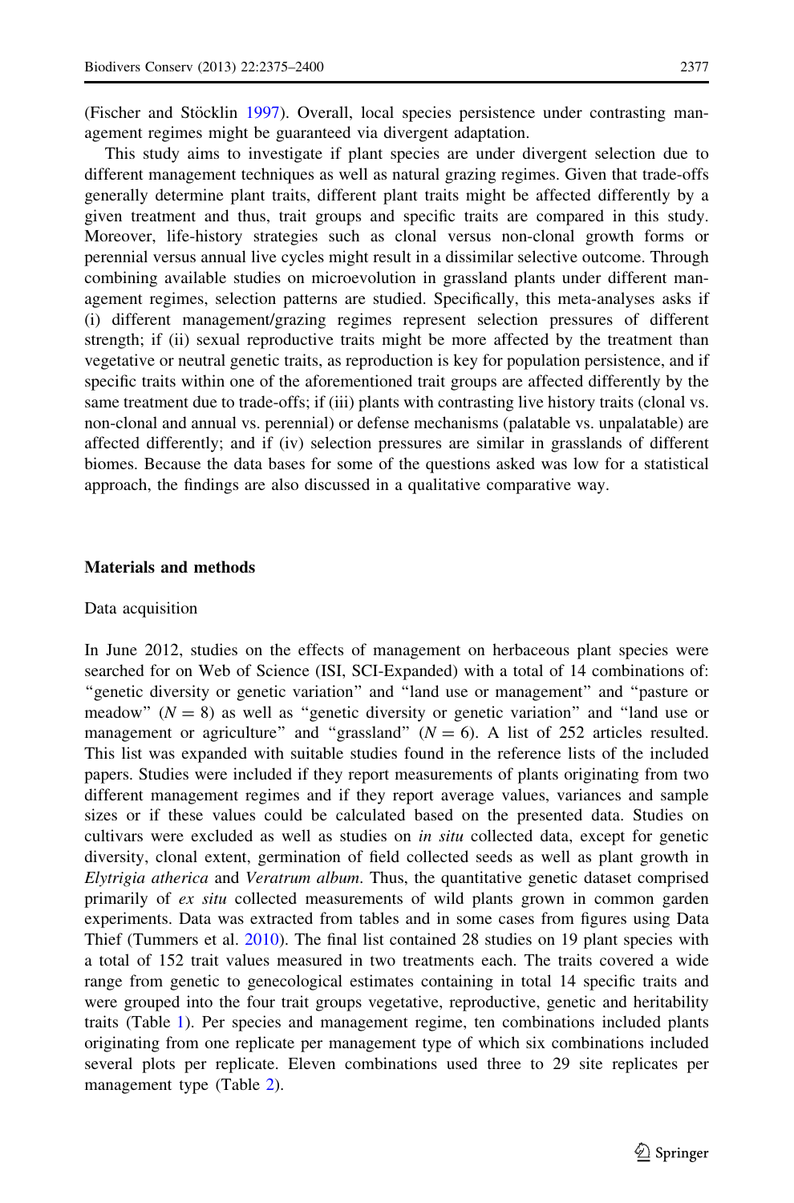(Fischer and Stöcklin 1997). Overall, local species persistence under contrasting management regimes might be guaranteed via divergent adaptation.

This study aims to investigate if plant species are under divergent selection due to different management techniques as well as natural grazing regimes. Given that trade-offs generally determine plant traits, different plant traits might be affected differently by a given treatment and thus, trait groups and specific traits are compared in this study. Moreover, life-history strategies such as clonal versus non-clonal growth forms or perennial versus annual live cycles might result in a dissimilar selective outcome. Through combining available studies on microevolution in grassland plants under different management regimes, selection patterns are studied. Specifically, this meta-analyses asks if (i) different management/grazing regimes represent different selection pressures of different strength; if (ii) sexual reproductive traits might be more affected by the treatment than vegetative or neutral genetic traits, as reproduction is key for population persistence, and if specific traits within one of the aforementioned trait groups are affected differently by the same treatment due to trade-offs; if (iii) plants with contrasting live history traits (clonal vs. non-clonal and annual vs. perennial) or defense mechanisms (palatable vs. unpalatable) are affected differently; and if (iv) selection pressures are similar in grasslands of different biomes. Because the data bases for some of the questions asked was low for a statistical approach, the findings are also discussed in a qualitative comparative way.

## Materials and methods

### Data acquisition

In June 2012, studies on the effects of management on herbaceous plant species were searched for on Web of Science (ISI, SCI-Expanded) with a total of 14 combinations of: "genetic diversity or genetic variation" and "land use or management" and "pasture or meadow" ($N = 8$) as well as "genetic diversity or genetic variation" and "land use or management or agriculture" and "grassland" ($N = 6$). A list of 252 articles resulted. This list was expanded with suitable studies found in the reference lists of the included papers. Studies were included if they report measurements of plants originating from two different management regimes and if they report average values, variances and sample sizes or if these values could be calculated based on the presented data. Studies on cultivars were excluded as well as studies on *in situ* collected data, except for genetic diversity, clonal extent, germination of field collected seeds as well as plant growth in *Elytrigia atherica* and *Veratrum album*. Thus, the quantitative genetic dataset comprised primarily of *ex situ* collected measurements of wild plants grown in common garden experiments. Data was extracted from tables and in some cases from figures using Data Thief (Tummers et al. 2010). The final list contained 28 studies on 19 plant species with a total of 152 trait values measured in two treatments each. The traits covered a wide range from genetic to genecological estimates containing in total 14 specific traits and were grouped into the four trait groups vegetative, reproductive, genetic and heritability traits (Table 1). Per species and management regime, ten combinations included plants originating from one replicate per management type of which six combinations included several plots per replicate. Eleven combinations used three to 29 site replicates per management type (Table 2).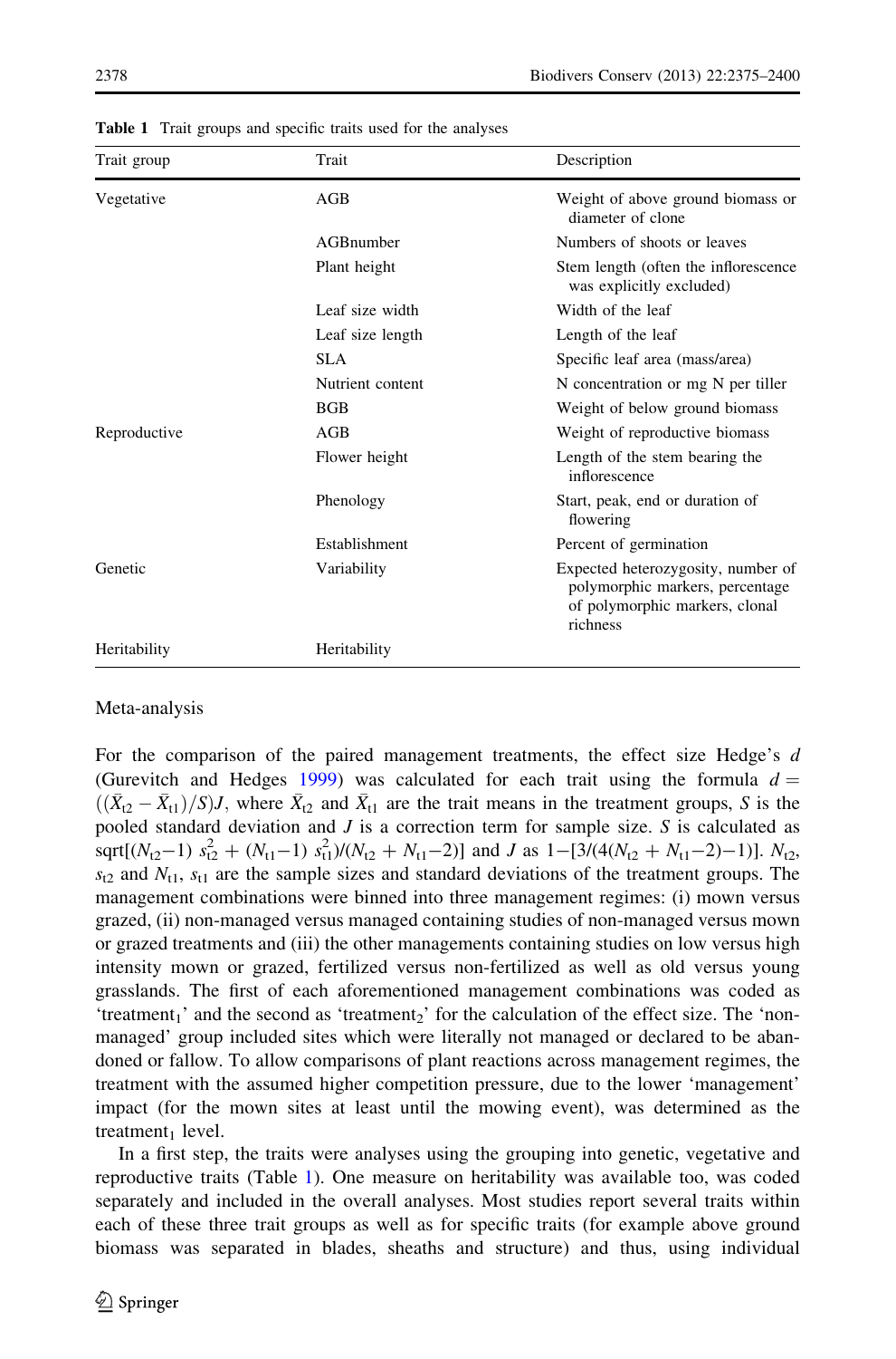**Table 1** Trait groups and specific traits used for the analyses

| Trait group | Trait | Description |
|---|---|---|
| Vegetative | AGB | Weight of above ground biomass or diameter of clone |
| | AGBnumber | Numbers of shoots or leaves |
| | Plant height | Stem length (often the inflorescence was explicitly excluded) |
| | Leaf size width | Width of the leaf |
| | Leaf size length | Length of the leaf |
| | SLA | Specific leaf area (mass/area) |
| | Nutrient content | N concentration or mg N per tiller |
| | BGB | Weight of below ground biomass |
| Reproductive | AGB | Weight of reproductive biomass |
| | Flower height | Length of the stem bearing the inflorescence |
| | Phenology | Start, peak, end or duration of flowering |
| | Establishment | Percent of germination |
| Genetic | Variability | Expected heterozygosity, number of polymorphic markers, percentage of polymorphic markers, clonal richness |
| Heritability | Heritability | |

## Meta-analysis

For the comparison of the paired management treatments, the effect size Hedge's $d$ (Gurevitch and Hedges 1999) was calculated for each trait using the formula $d = ((\bar{X}_{t2} - \bar{X}_{t1})/S)J$, where $\bar{X}_{t2}$ and $\bar{X}_{t1}$ are the trait means in the treatment groups, $S$ is the pooled standard deviation and $J$ is a correction term for sample size. $S$ is calculated as sqrt$[(N_{t2}-1)\ s_{t2}^2 + (N_{t1}-1)\ s_{t1}^2)/(N_{t2} + N_{t1}-2)]$ and $J$ as $1-[3/(4(N_{t2} + N_{t1}-2)-1)]$. $N_{t2}$, $s_{t2}$ and $N_{t1}$, $s_{t1}$ are the sample sizes and standard deviations of the treatment groups. The management combinations were binned into three management regimes: (i) mown versus grazed, (ii) non-managed versus managed containing studies of non-managed versus mown or grazed treatments and (iii) the other managements containing studies on low versus high intensity mown or grazed, fertilized versus non-fertilized as well as old versus young grasslands. The first of each aforementioned management combinations was coded as 'treatment$_1$' and the second as 'treatment$_2$' for the calculation of the effect size. The 'non-managed' group included sites which were literally not managed or declared to be abandoned or fallow. To allow comparisons of plant reactions across management regimes, the treatment with the assumed higher competition pressure, due to the lower 'management' impact (for the mown sites at least until the mowing event), was determined as the treatment$_1$ level.

In a first step, the traits were analyses using the grouping into genetic, vegetative and reproductive traits (Table 1). One measure on heritability was available too, was coded separately and included in the overall analyses. Most studies report several traits within each of these three trait groups as well as for specific traits (for example above ground biomass was separated in blades, sheaths and structure) and thus, using individual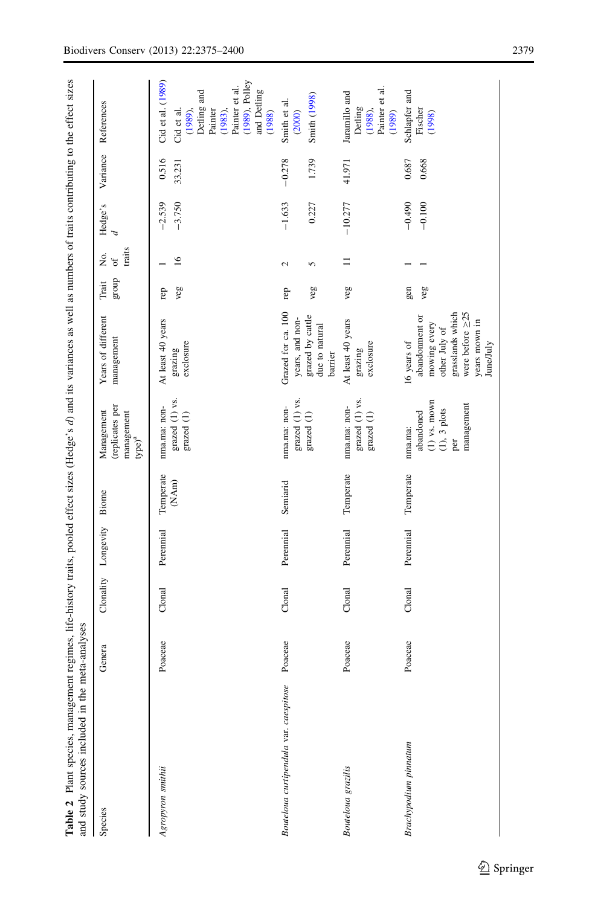**Table 2** Plant species, management regimes, life-history traits, pooled effect sizes (Hedge's *d*) and its variances as well as numbers of traits contributing to the effect sizes and study sources included in the meta-analyses

| Species | Genera | Clonality | Longevity | Biome | Management (replicates per management type)[a] | Years of different management | Trait group | No. of traits | Hedge's *d* | Variance | References |
|---|---|---|---|---|---|---|---|---|---|---|---|
| *Agropyron smithii* | Poaceae | Clonal | Perennial | Temperate (NAm) | nma.ma: non-grazed (1) vs. grazed (1) | At least 40 years grazing exclosure | rep | 1 | −2.539 | 0.516 | Cid et al. (1989) |
| | | | | | | | veg | 16 | −3.750 | 33.231 | Cid et al. (1989), Detling and Painter (1983), Painter et al. (1989), Polley and Detling (1988) |
| *Bouteloua curtipendula* var. *caespitose* | Poaceae | Clonal | Perennial | Semiarid | nma.ma: non-grazed (1) vs. grazed (1) | Grazed for ca. 100 years, and non-grazed by cattle due to natural barrier | rep | 2 | −1.633 | −0.278 | Smith et al. (2000) |
| | | | | | | | veg | 5 | 0.227 | 1.739 | Smith (1998) |
| *Bouteloua grazilis* | Poaceae | Clonal | Perennial | Temperate | nma.ma: non-grazed (1) vs. grazed (1) | At least 40 years grazing exclosure | veg | 11 | −10.277 | 41.971 | Jaramillo and Detling (1988), Painter et al. (1989) |
| *Brachypodium pinnatum* | Poaceae | Clonal | Perennial | Temperate | nma.ma: abandoned (1) vs. mown (1), 3 plots per management | 16 years of abandonment or mowing every other July of grasslands which were before ≥25 years mown in June/July | gen | 1 | −0.490 | 0.687 | Schlapfer and Fischer (1998) |
| | | | | | | | veg | 1 | −0.100 | 0.668 | |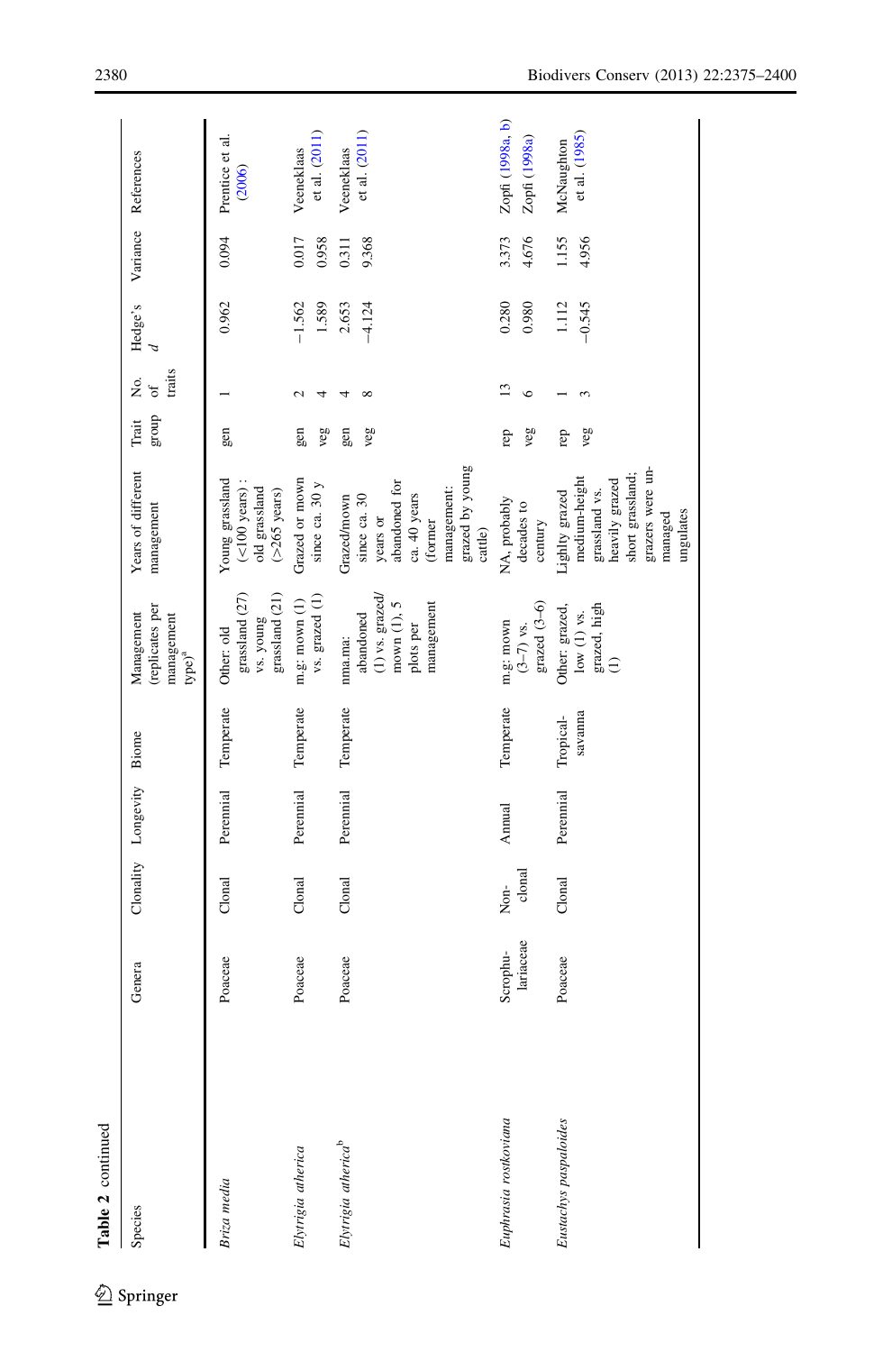**Table 2** continued

| Species | Genera | Clonality | Longevity | Biome | Management (replicates per management type)[a] | Years of different management | Trait group | No. of traits | Hedge's *d* | Variance | References |
|---|---|---|---|---|---|---|---|---|---|---|---|
| *Briza media* | Poaceae | Clonal | Perennial | Temperate | Other: old grassland (27) vs. young grassland (21) | Young grassland (<100 years) : old grassland (>265 years) | gen | 1 | 0.962 | 0.094 | Prentice et al. (2006) |
| *Elytrigia atherica* | Poaceae | Clonal | Perennial | Temperate | m.g: mown (1) vs. grazed (1) | Grazed or mown since ca. 30 y | gen | 2 | −1.562 | 0.017 | Veeneklaas et al. (2011) |
| | | | | | | | veg | 4 | 1.589 | 0.958 | |
| *Elytrigia atherica*[b] | Poaceae | Clonal | Perennial | Temperate | nma.ma: abandoned (1) vs. grazed/mown (1), 5 plots per management | Grazed/mown since ca. 30 years or abandoned for ca. 40 years (former management: grazed by young cattle) | gen | 4 | 2.653 | 0.311 | Veeneklaas et al. (2011) |
| | | | | | | | veg | 8 | −4.124 | 9.368 | |
| *Euphrasia rostkoviana* | Scrophulariaceae | Non-clonal | Annual | Temperate | m.g: mown (3–7) vs. grazed (3–6) | NA, probably decades to century | rep | 13 | 0.280 | 3.373 | Zopfi (1998a, b) |
| | | | | | | | veg | 6 | 0.980 | 4.676 | Zopfi (1998a) |
| *Eustachys paspaloides* | Poaceae | Clonal | Perennial | Tropical-savanna | Other; grazed, low (1) vs. grazed, high (1) | Lighlty grazed medium-height grassland vs. heavily grazed short grassland; grazers were un-managed ungulates | rep | 1 | 1.112 | 1.155 | McNaughton et al. (1985) |
| | | | | | | | veg | 3 | −0.545 | 4.956 | |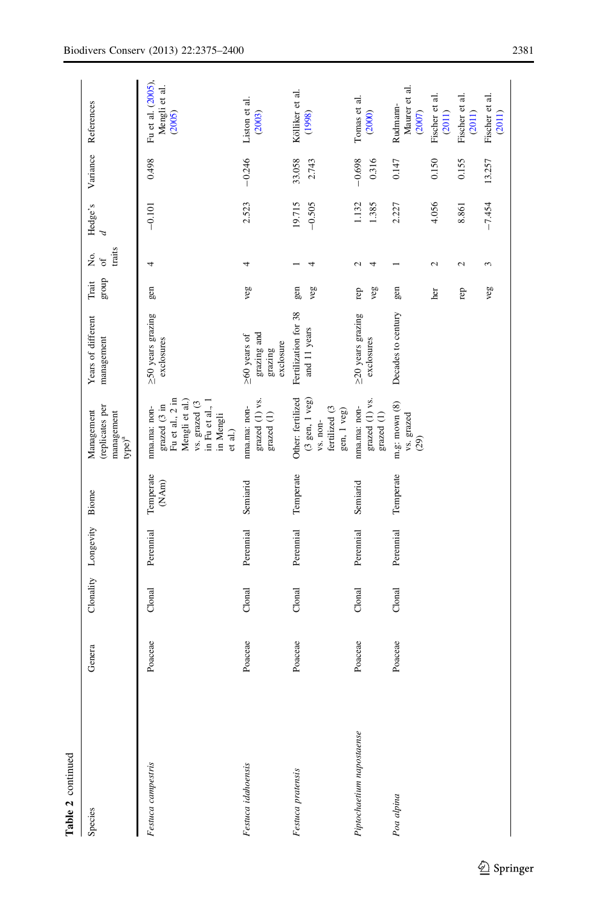**Table 2** continued

| Species | Genera | Clonality | Longevity | Biome | Management (replicates per management type)[a] | Years of different management | Trait group | No. of traits | Hedge's *d* | Variance | References |
|---|---|---|---|---|---|---|---|---|---|---|---|
| *Festuca campestris* | Poaceae | Clonal | Perennial | Temperate (NAm) | nma.ma: non-grazed (3 in Fu et al., 2 in Mengli et al.) vs. grazed (3 in Fu et al., 1 in Mengli et al.) | ≥50 years grazing exclosures | gen | 4 | −0.101 | 0.498 | Fu et al. (2005), Mengli et al. (2005) |
| *Festuca idahoensis* | Poaceae | Clonal | Perennial | Semiarid | nma.ma: non-grazed (1) vs. grazed (1) | ≥60 years of grazing and grazing exclosure | veg | 4 | 2.523 | −0.246 | Liston et al. (2003) |
| *Festuca pratensis* | Poaceae | Clonal | Perennial | Temperate | Other: fertilized (3 gen, 1 veg) vs. non-fertilized (3 gen, 1 veg) | Fertilization for 38 and 11 years | gen | 1 | 19.715 | 33.058 | Kölliker et al. (1998) |
| | | | | | | | veg | 4 | −0.505 | 2.743 | |
| *Piptochaetium napostaense* | Poaceae | Clonal | Perennial | Semiarid | nma.ma: non-grazed (1) vs. grazed (1) | ≥20 years grazing exclosures | rep | 2 | 1.132 | −0.698 | Tomas et al. (2000) |
| | | | | | | | veg | 4 | 1.385 | 0.316 | |
| *Poa alpina* | Poaceae | Clonal | Perennial | Temperate | m.g: mown (8) vs. grazed (29) | Decades to century | gen | 1 | 2.227 | 0.147 | Rudmann-Maurer et al. (2007) |
| | | | | | | | her | 2 | 4.056 | 0.150 | Fischer et al. (2011) |
| | | | | | | | rep | 2 | 8.861 | 0.155 | Fischer et al. (2011) |
| | | | | | | | veg | 3 | −7.454 | 13.257 | Fischer et al. (2011) |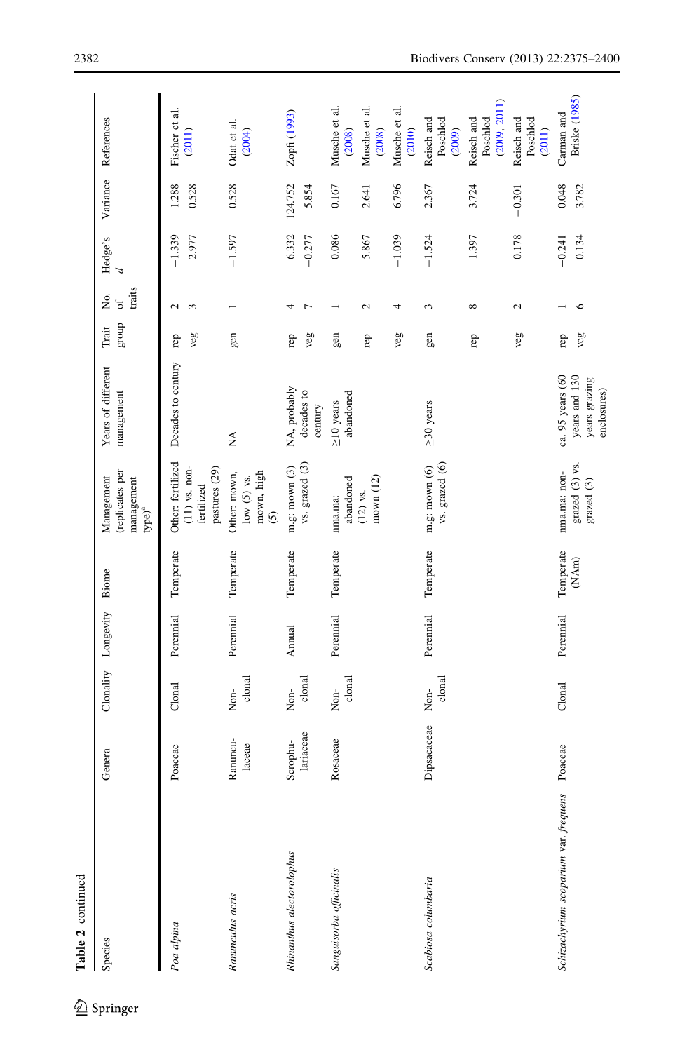**Table 2** continued

| Species | Genera | Clonality | Longevity | Biome | Management (replicates per management type)[a] | Years of different management | Trait group | No. of traits | Hedge's *d* | Variance | References |
|---|---|---|---|---|---|---|---|---|---|---|---|
| *Poa alpina* | Poaceae | Clonal | Perennial | Temperate | Other: fertilized (11) vs. non-fertilized pastures (29) | Decades to century | rep | 2 | −1.339 | 1.288 | Fischer et al. (2011) |
| | | | | | | | veg | 3 | −2.977 | 0.528 | |
| *Ranunculus acris* | Ranunculaceae | Non-clonal | Perennial | Temperate | Other: mown, low (5) vs. mown, high (5) | NA | gen | 1 | −1.597 | 0.528 | Odat et al. (2004) |
| *Rhinanthus alectorolophus* | Scrophulariaceae | Non-clonal | Annual | Temperate | m.g: mown (3) vs. grazed (3) | NA, probably decades to century | rep | 4 | 6.332 | 124.752 | Zopfi (1993) |
| | | | | | | | veg | 7 | −0.277 | 5.854 | |
| *Sanguisorba officinalis* | Rosaceae | Non-clonal | Perennial | Temperate | nma.ma: abandoned (12) vs. mown (12) | ≥10 years abandoned | gen | 1 | 0.086 | 0.167 | Musche et al. (2008) |
| | | | | | | | rep | 2 | 5.867 | 2.641 | Musche et al. (2008) |
| | | | | | | | veg | 4 | −1.039 | 6.796 | Musche et al. (2010) |
| *Scabiosa columbaria* | Dipsacaceae | Non-clonal | Perennial | Temperate | m.g: mown (6) vs. grazed (6) | ≥30 years | gen | 3 | −1.524 | 2.367 | Reisch and Poschlod (2009) |
| | | | | | | | rep | 8 | 1.397 | 3.724 | Reisch and Poschlod (2009, 2011) |
| | | | | | | | veg | 2 | 0.178 | −0.301 | Reisch and Poschlod (2011) |
| *Schizachyrium scoparium* var. *frequens* | Poaceae | Clonal | Perennial | Temperate (NAm) | nma.ma: non-grazed (3) vs. grazed (3) | ca. 95 years (60 years and 130 years grazing enclosures) | rep | 1 | −0.241 | 0.048 | Carman and Briske (1985) |
| | | | | | | | veg | 6 | 0.134 | 3.782 | |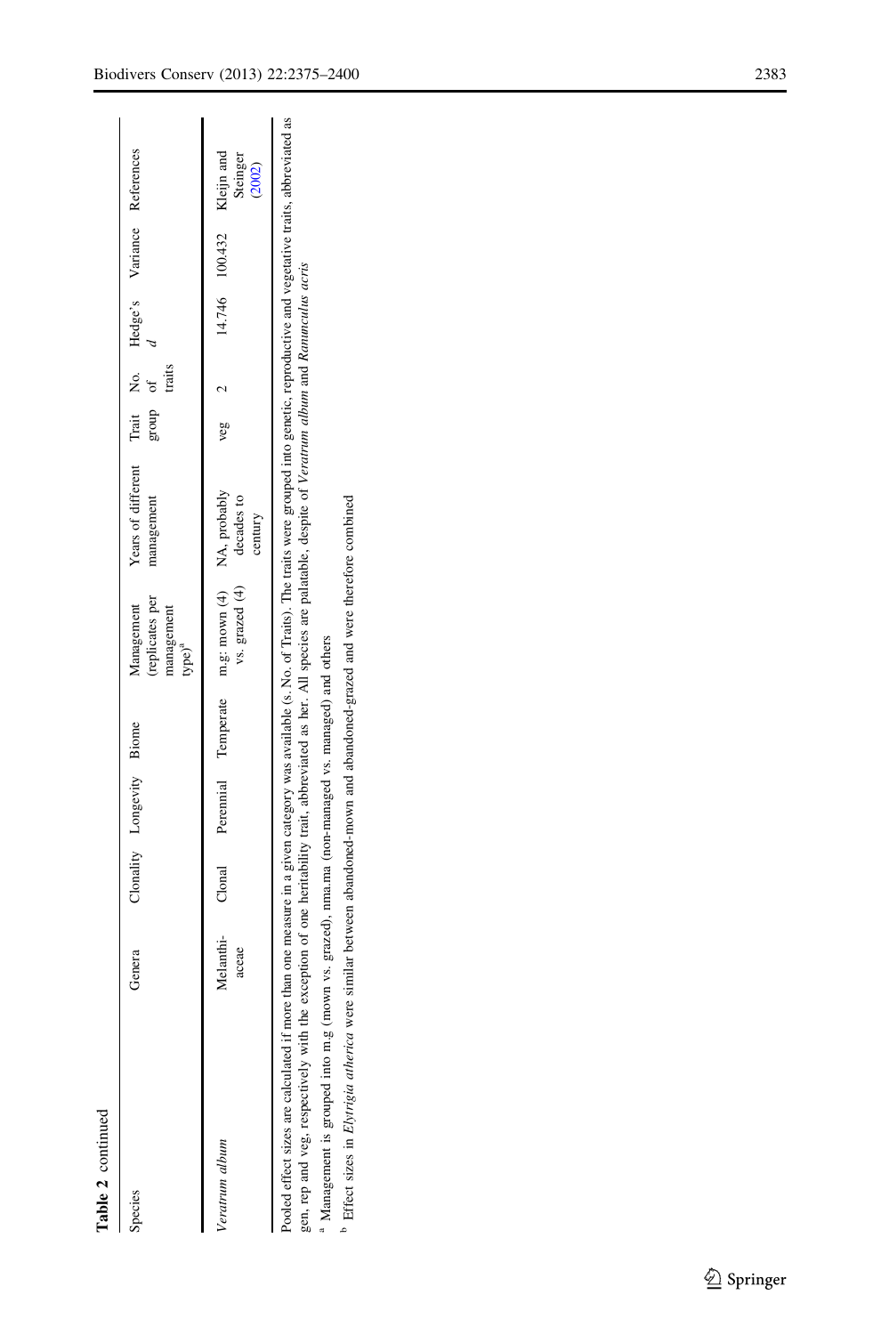**Table 2** continued

| Species | Genera | Clonality | Longevity | Biome | Management (replicates per management type)[a] | Years of different management | Trait group | No. of traits | Hedge's *d* | Variance | References |
|---|---|---|---|---|---|---|---|---|---|---|---|
| *Veratrum album* | Melanthiaceae | Clonal | Perennial | Temperate | m.g: mown (4) vs. grazed (4) | NA, probably decades to century | veg | 2 | 14.746 | 100.432 | Kleijn and Steinger (2002) |

Pooled effect sizes are calculated if more than one measure in a given category was available (s. No. of Traits). The traits were grouped into genetic, reproductive and vegetative traits, abbreviated as gen, rep and veg, respectively with the exception of one heritability trait, abbreviated as her. All species are palatable, despite of *Veratrum album* and *Ranunculus acris*

[a] Management is grouped into m.g (mown vs. grazed), nma.ma (non-managed vs. managed) and others

[b] Effect sizes in *Elytrigia atherica* were similar between abandoned-mown and abandoned-grazed and were therefore combined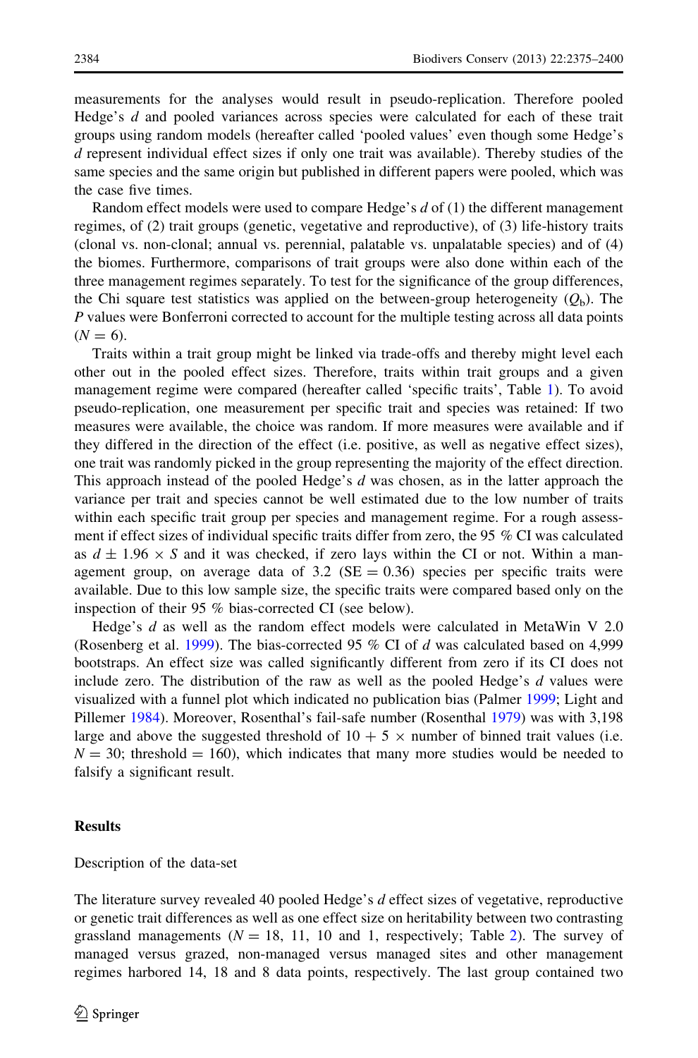measurements for the analyses would result in pseudo-replication. Therefore pooled Hedge's *d* and pooled variances across species were calculated for each of these trait groups using random models (hereafter called 'pooled values' even though some Hedge's *d* represent individual effect sizes if only one trait was available). Thereby studies of the same species and the same origin but published in different papers were pooled, which was the case five times.

Random effect models were used to compare Hedge's *d* of (1) the different management regimes, of (2) trait groups (genetic, vegetative and reproductive), of (3) life-history traits (clonal vs. non-clonal; annual vs. perennial, palatable vs. unpalatable species) and of (4) the biomes. Furthermore, comparisons of trait groups were also done within each of the three management regimes separately. To test for the significance of the group differences, the Chi square test statistics was applied on the between-group heterogeneity ($Q_b$). The *P* values were Bonferroni corrected to account for the multiple testing across all data points ($N = 6$).

Traits within a trait group might be linked via trade-offs and thereby might level each other out in the pooled effect sizes. Therefore, traits within trait groups and a given management regime were compared (hereafter called 'specific traits', Table 1). To avoid pseudo-replication, one measurement per specific trait and species was retained: If two measures were available, the choice was random. If more measures were available and if they differed in the direction of the effect (i.e. positive, as well as negative effect sizes), one trait was randomly picked in the group representing the majority of the effect direction. This approach instead of the pooled Hedge's *d* was chosen, as in the latter approach the variance per trait and species cannot be well estimated due to the low number of traits within each specific trait group per species and management regime. For a rough assessment if effect sizes of individual specific traits differ from zero, the 95 % CI was calculated as $d \pm 1.96 \times S$ and it was checked, if zero lays within the CI or not. Within a management group, on average data of 3.2 (SE = 0.36) species per specific traits were available. Due to this low sample size, the specific traits were compared based only on the inspection of their 95 % bias-corrected CI (see below).

Hedge's *d* as well as the random effect models were calculated in MetaWin V 2.0 (Rosenberg et al. 1999). The bias-corrected 95 % CI of *d* was calculated based on 4,999 bootstraps. An effect size was called significantly different from zero if its CI does not include zero. The distribution of the raw as well as the pooled Hedge's *d* values were visualized with a funnel plot which indicated no publication bias (Palmer 1999; Light and Pillemer 1984). Moreover, Rosenthal's fail-safe number (Rosenthal 1979) was with 3,198 large and above the suggested threshold of $10 + 5 \times$ number of binned trait values (i.e. $N = 30$; threshold = 160), which indicates that many more studies would be needed to falsify a significant result.

## Results

### Description of the data-set

The literature survey revealed 40 pooled Hedge's *d* effect sizes of vegetative, reproductive or genetic trait differences as well as one effect size on heritability between two contrasting grassland managements ($N = 18$, 11, 10 and 1, respectively; Table 2). The survey of managed versus grazed, non-managed versus managed sites and other management regimes harbored 14, 18 and 8 data points, respectively. The last group contained two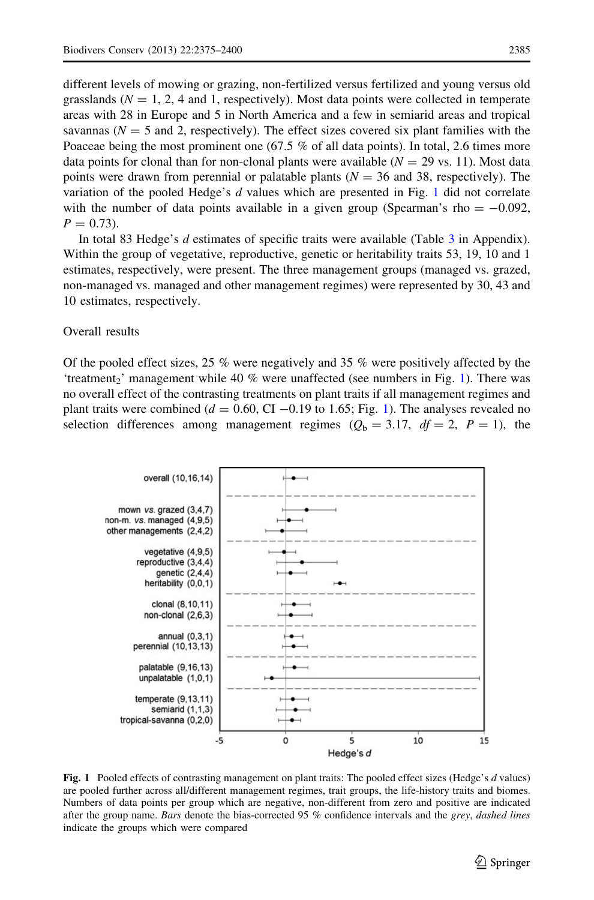different levels of mowing or grazing, non-fertilized versus fertilized and young versus old grasslands ($N = 1$, 2, 4 and 1, respectively). Most data points were collected in temperate areas with 28 in Europe and 5 in North America and a few in semiarid areas and tropical savannas ($N = 5$ and 2, respectively). The effect sizes covered six plant families with the Poaceae being the most prominent one (67.5 % of all data points). In total, 2.6 times more data points for clonal than for non-clonal plants were available ($N = 29$ vs. 11). Most data points were drawn from perennial or palatable plants ($N = 36$ and 38, respectively). The variation of the pooled Hedge's *d* values which are presented in Fig. 1 did not correlate with the number of data points available in a given group (Spearman's rho $= -0.092$, $P = 0.73$).

In total 83 Hedge's *d* estimates of specific traits were available (Table 3 in Appendix). Within the group of vegetative, reproductive, genetic or heritability traits 53, 19, 10 and 1 estimates, respectively, were present. The three management groups (managed vs. grazed, non-managed vs. managed and other management regimes) were represented by 30, 43 and 10 estimates, respectively.

## Overall results

Of the pooled effect sizes, 25 % were negatively and 35 % were positively affected by the 'treatment$_2$' management while 40 % were unaffected (see numbers in Fig. 1). There was no overall effect of the contrasting treatments on plant traits if all management regimes and plant traits were combined ($d = 0.60$, CI $-0.19$ to 1.65; Fig. 1). The analyses revealed no selection differences among management regimes ($Q_b = 3.17$, $df = 2$, $P = 1$), the

**Fig. 1** Pooled effects of contrasting management on plant traits: The pooled effect sizes (Hedge's *d* values) are pooled further across all/different management regimes, trait groups, the life-history traits and biomes. Numbers of data points per group which are negative, non-different from zero and positive are indicated after the group name. *Bars* denote the bias-corrected 95 % confidence intervals and the *grey*, *dashed lines* indicate the groups which were compared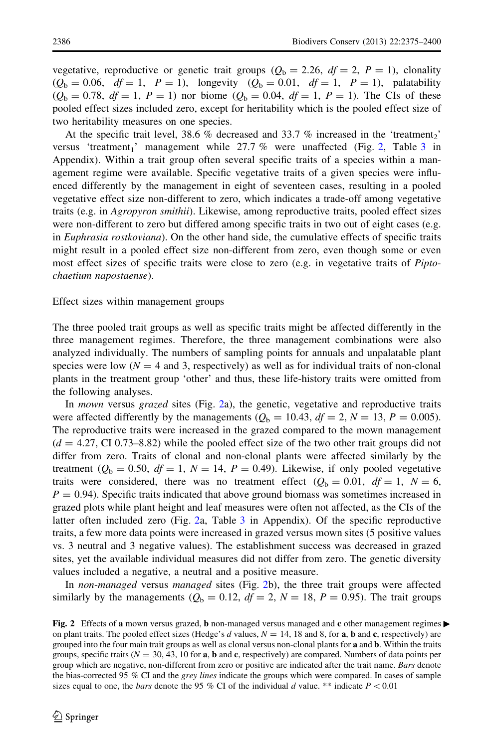vegetative, reproductive or genetic trait groups ($Q_b = 2.26$, $df = 2$, $P = 1$), clonality ($Q_b = 0.06$, $df = 1$, $P = 1$), longevity ($Q_b = 0.01$, $df = 1$, $P = 1$), palatability ($Q_b = 0.78$, $df = 1$, $P = 1$) nor biome ($Q_b = 0.04$, $df = 1$, $P = 1$). The CIs of these pooled effect sizes included zero, except for heritability which is the pooled effect size of two heritability measures on one species.

At the specific trait level, 38.6 % decreased and 33.7 % increased in the 'treatment$_2$' versus 'treatment$_1$' management while 27.7 % were unaffected (Fig. 2, Table 3 in Appendix). Within a trait group often several specific traits of a species within a management regime were available. Specific vegetative traits of a given species were influenced differently by the management in eight of seventeen cases, resulting in a pooled vegetative effect size non-different to zero, which indicates a trade-off among vegetative traits (e.g. in *Agropyron smithii*). Likewise, among reproductive traits, pooled effect sizes were non-different to zero but differed among specific traits in two out of eight cases (e.g. in *Euphrasia rostkoviana*). On the other hand side, the cumulative effects of specific traits might result in a pooled effect size non-different from zero, even though some or even most effect sizes of specific traits were close to zero (e.g. in vegetative traits of *Piptochaetium napostaense*).

## Effect sizes within management groups

The three pooled trait groups as well as specific traits might be affected differently in the three management regimes. Therefore, the three management combinations were also analyzed individually. The numbers of sampling points for annuals and unpalatable plant species were low ($N = 4$ and 3, respectively) as well as for individual traits of non-clonal plants in the treatment group 'other' and thus, these life-history traits were omitted from the following analyses.

In *mown* versus *grazed* sites (Fig. 2a), the genetic, vegetative and reproductive traits were affected differently by the managements ($Q_b = 10.43$, $df = 2$, $N = 13$, $P = 0.005$). The reproductive traits were increased in the grazed compared to the mown management ($d = 4.27$, CI 0.73–8.82) while the pooled effect size of the two other trait groups did not differ from zero. Traits of clonal and non-clonal plants were affected similarly by the treatment ($Q_b = 0.50$, $df = 1$, $N = 14$, $P = 0.49$). Likewise, if only pooled vegetative traits were considered, there was no treatment effect ($Q_b = 0.01$, $df = 1$, $N = 6$, $P = 0.94$). Specific traits indicated that above ground biomass was sometimes increased in grazed plots while plant height and leaf measures were often not affected, as the CIs of the latter often included zero (Fig. 2a, Table 3 in Appendix). Of the specific reproductive traits, a few more data points were increased in grazed versus mown sites (5 positive values vs. 3 neutral and 3 negative values). The establishment success was decreased in grazed sites, yet the available individual measures did not differ from zero. The genetic diversity values included a negative, a neutral and a positive measure.

In *non-managed* versus *managed* sites (Fig. 2b), the three trait groups were affected similarly by the managements ($Q_b = 0.12$, $df = 2$, $N = 18$, $P = 0.95$). The trait groups

**Fig. 2** Effects of **a** mown versus grazed, **b** non-managed versus managed and **c** other management regimes ▶ on plant traits. The pooled effect sizes (Hedge's $d$ values, $N = 14$, 18 and 8, for **a**, **b** and **c**, respectively) are grouped into the four main trait groups as well as clonal versus non-clonal plants for **a** and **b**. Within the traits groups, specific traits ($N = 30$, 43, 10 for **a**, **b** and **c**, respectively) are compared. Numbers of data points per group which are negative, non-different from zero or positive are indicated after the trait name. *Bars* denote the bias-corrected 95 % CI and the *grey lines* indicate the groups which were compared. In cases of sample sizes equal to one, the *bars* denote the 95 % CI of the individual $d$ value. ** indicate $P < 0.01$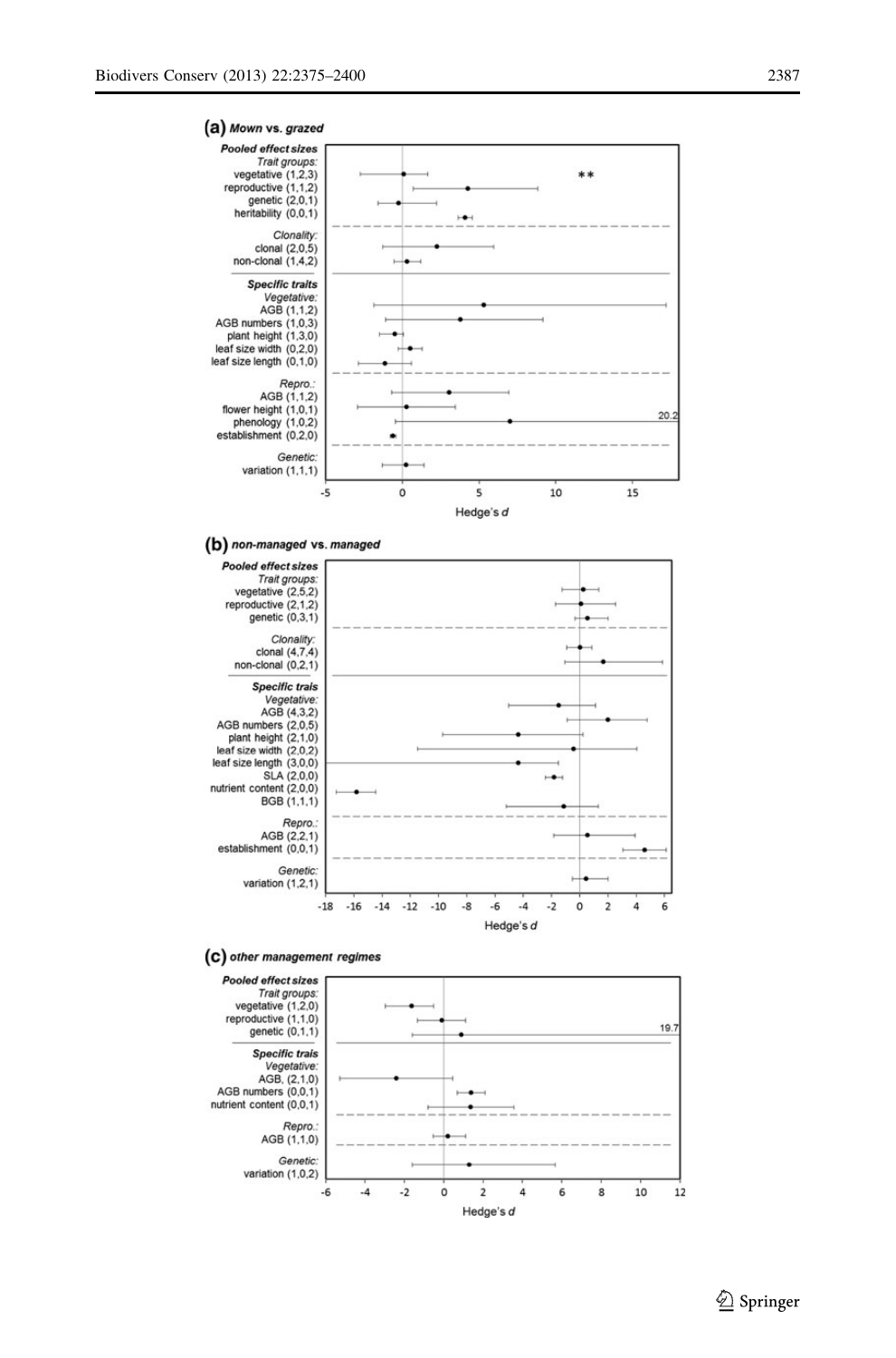**(a) *Mown* vs. *grazed***

***Pooled effect sizes***

*Trait groups:*
- vegetative (1,2,3)
- reproductive (1,1,2) **
- genetic (2,0,1)
- heritability (0,0,1)

*Clonality:*
- clonal (2,0,5)
- non-clonal (1,4,2)

***Specific traits***

*Vegetative:*
- AGB (1,1,2)
- AGB numbers (1,0,3)
- plant height (1,3,0)
- leaf size width (0,2,0)
- leaf size length (0,1,0)

*Repro.:*
- AGB (1,1,2)
- flower height (1,0,1)
- phenology (1,0,2) 20.2
- establishment (0,2,0)

*Genetic:*
- variation (1,1,1)

Hedge's *d* (-5, 0, 5, 10, 15)

**(b) *non-managed* vs. *managed***

***Pooled effect sizes***

*Trait groups:*
- vegetative (2,5,2)
- reproductive (2,1,2)
- genetic (0,3,1)

*Clonality:*
- clonal (4,7,4)
- non-clonal (0,2,1)

***Specific trais***

*Vegetative:*
- AGB (4,3,2)
- AGB numbers (2,0,5)
- plant height (2,1,0)
- leaf size width (2,0,2)
- leaf size length (3,0,0)
- SLA (2,0,0)
- nutrient content (2,0,0)
- BGB (1,1,1)

*Repro.:*
- AGB (2,2,1)
- establishment (0,0,1)

*Genetic:*
- variation (1,2,1)

Hedge's *d* (-18, -16, -14, -12, -10, -8, -6, -4, -2, 0, 2, 4, 6)

**(c) *other management regimes***

***Pooled effect sizes***

*Trait groups:*
- vegetative (1,2,0)
- reproductive (1,1,0)
- genetic (0,1,1) 19.7

***Specific trais***

*Vegetative:*
- AGB, (2,1,0)
- AGB numbers (0,0,1)
- nutrient content (0,0,1)

*Repro.:*
- AGB (1,1,0)

*Genetic:*
- variation (1,0,2)

Hedge's *d* (-6, -4, -2, 0, 2, 4, 6, 8, 10, 12)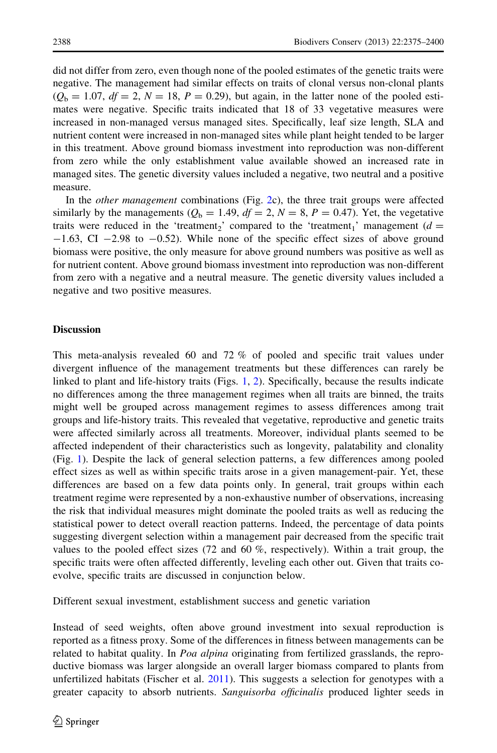did not differ from zero, even though none of the pooled estimates of the genetic traits were negative. The management had similar effects on traits of clonal versus non-clonal plants ($Q_b = 1.07$, $df = 2$, $N = 18$, $P = 0.29$), but again, in the latter none of the pooled estimates were negative. Specific traits indicated that 18 of 33 vegetative measures were increased in non-managed versus managed sites. Specifically, leaf size length, SLA and nutrient content were increased in non-managed sites while plant height tended to be larger in this treatment. Above ground biomass investment into reproduction was non-different from zero while the only establishment value available showed an increased rate in managed sites. The genetic diversity values included a negative, two neutral and a positive measure.

In the *other management* combinations (Fig. 2c), the three trait groups were affected similarly by the managements ($Q_b = 1.49$, $df = 2$, $N = 8$, $P = 0.47$). Yet, the vegetative traits were reduced in the 'treatment$_2$' compared to the 'treatment$_1$' management ($d = -1.63$, CI $-2.98$ to $-0.52$). While none of the specific effect sizes of above ground biomass were positive, the only measure for above ground numbers was positive as well as for nutrient content. Above ground biomass investment into reproduction was non-different from zero with a negative and a neutral measure. The genetic diversity values included a negative and two positive measures.

## Discussion

This meta-analysis revealed 60 and 72 % of pooled and specific trait values under divergent influence of the management treatments but these differences can rarely be linked to plant and life-history traits (Figs. 1, 2). Specifically, because the results indicate no differences among the three management regimes when all traits are binned, the traits might well be grouped across management regimes to assess differences among trait groups and life-history traits. This revealed that vegetative, reproductive and genetic traits were affected similarly across all treatments. Moreover, individual plants seemed to be affected independent of their characteristics such as longevity, palatability and clonality (Fig. 1). Despite the lack of general selection patterns, a few differences among pooled effect sizes as well as within specific traits arose in a given management-pair. Yet, these differences are based on a few data points only. In general, trait groups within each treatment regime were represented by a non-exhaustive number of observations, increasing the risk that individual measures might dominate the pooled traits as well as reducing the statistical power to detect overall reaction patterns. Indeed, the percentage of data points suggesting divergent selection within a management pair decreased from the specific trait values to the pooled effect sizes (72 and 60 %, respectively). Within a trait group, the specific traits were often affected differently, leveling each other out. Given that traits co-evolve, specific traits are discussed in conjunction below.

### Different sexual investment, establishment success and genetic variation

Instead of seed weights, often above ground investment into sexual reproduction is reported as a fitness proxy. Some of the differences in fitness between managements can be related to habitat quality. In *Poa alpina* originating from fertilized grasslands, the reproductive biomass was larger alongside an overall larger biomass compared to plants from unfertilized habitats (Fischer et al. 2011). This suggests a selection for genotypes with a greater capacity to absorb nutrients. *Sanguisorba officinalis* produced lighter seeds in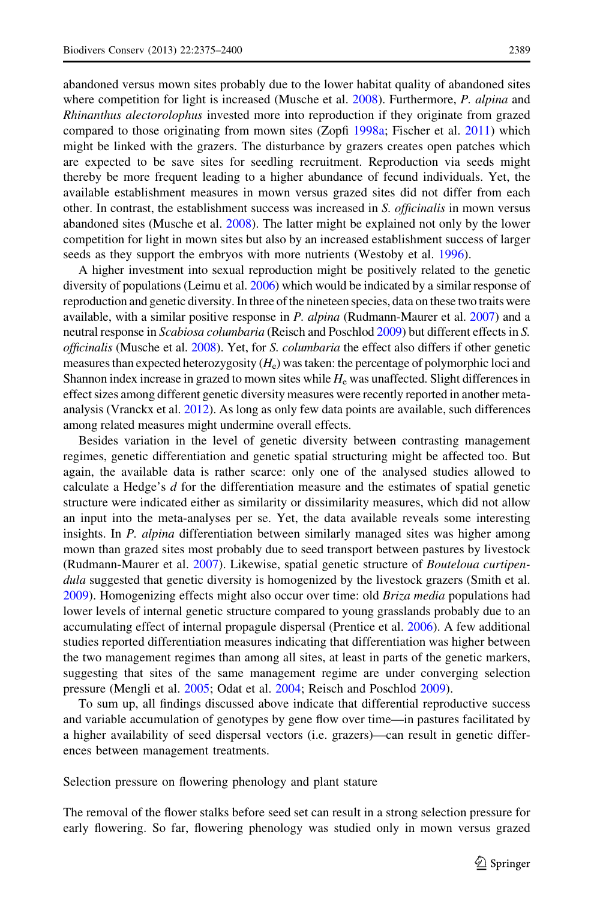abandoned versus mown sites probably due to the lower habitat quality of abandoned sites where competition for light is increased (Musche et al. 2008). Furthermore, *P. alpina* and *Rhinanthus alectorolophus* invested more into reproduction if they originate from grazed compared to those originating from mown sites (Zopfi 1998a; Fischer et al. 2011) which might be linked with the grazers. The disturbance by grazers creates open patches which are expected to be save sites for seedling recruitment. Reproduction via seeds might thereby be more frequent leading to a higher abundance of fecund individuals. Yet, the available establishment measures in mown versus grazed sites did not differ from each other. In contrast, the establishment success was increased in *S. officinalis* in mown versus abandoned sites (Musche et al. 2008). The latter might be explained not only by the lower competition for light in mown sites but also by an increased establishment success of larger seeds as they support the embryos with more nutrients (Westoby et al. 1996).

A higher investment into sexual reproduction might be positively related to the genetic diversity of populations (Leimu et al. 2006) which would be indicated by a similar response of reproduction and genetic diversity. In three of the nineteen species, data on these two traits were available, with a similar positive response in *P. alpina* (Rudmann-Maurer et al. 2007) and a neutral response in *Scabiosa columbaria* (Reisch and Poschlod 2009) but different effects in *S. officinalis* (Musche et al. 2008). Yet, for *S. columbaria* the effect also differs if other genetic measures than expected heterozygosity ($H_e$) was taken: the percentage of polymorphic loci and Shannon index increase in grazed to mown sites while $H_e$ was unaffected. Slight differences in effect sizes among different genetic diversity measures were recently reported in another meta-analysis (Vranckx et al. 2012). As long as only few data points are available, such differences among related measures might undermine overall effects.

Besides variation in the level of genetic diversity between contrasting management regimes, genetic differentiation and genetic spatial structuring might be affected too. But again, the available data is rather scarce: only one of the analysed studies allowed to calculate a Hedge's $d$ for the differentiation measure and the estimates of spatial genetic structure were indicated either as similarity or dissimilarity measures, which did not allow an input into the meta-analyses per se. Yet, the data available reveals some interesting insights. In *P. alpina* differentiation between similarly managed sites was higher among mown than grazed sites most probably due to seed transport between pastures by livestock (Rudmann-Maurer et al. 2007). Likewise, spatial genetic structure of *Bouteloua curtipendula* suggested that genetic diversity is homogenized by the livestock grazers (Smith et al. 2009). Homogenizing effects might also occur over time: old *Briza media* populations had lower levels of internal genetic structure compared to young grasslands probably due to an accumulating effect of internal propagule dispersal (Prentice et al. 2006). A few additional studies reported differentiation measures indicating that differentiation was higher between the two management regimes than among all sites, at least in parts of the genetic markers, suggesting that sites of the same management regime are under converging selection pressure (Mengli et al. 2005; Odat et al. 2004; Reisch and Poschlod 2009).

To sum up, all findings discussed above indicate that differential reproductive success and variable accumulation of genotypes by gene flow over time—in pastures facilitated by a higher availability of seed dispersal vectors (i.e. grazers)—can result in genetic differences between management treatments.

Selection pressure on flowering phenology and plant stature

The removal of the flower stalks before seed set can result in a strong selection pressure for early flowering. So far, flowering phenology was studied only in mown versus grazed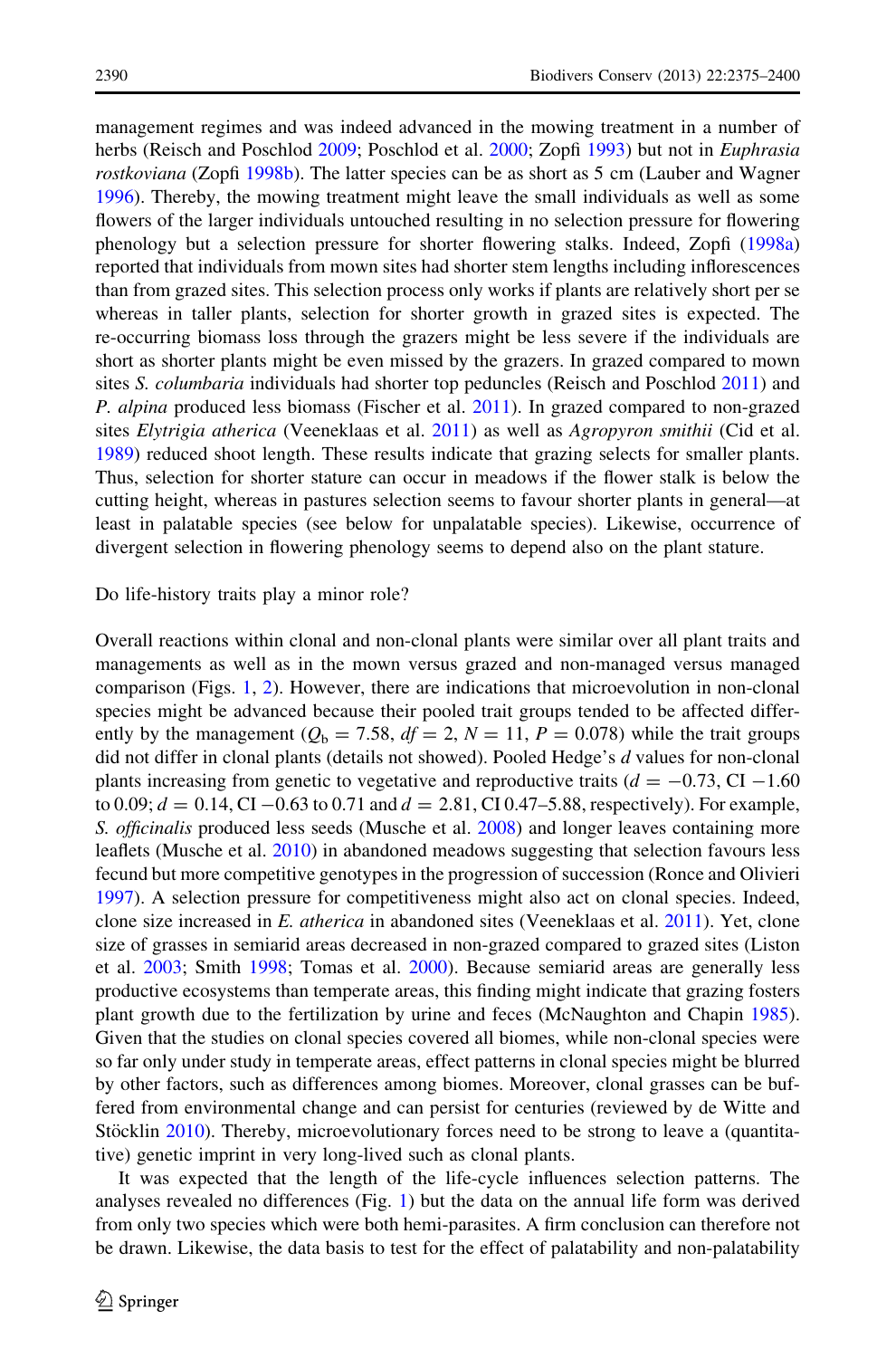management regimes and was indeed advanced in the mowing treatment in a number of herbs (Reisch and Poschlod 2009; Poschlod et al. 2000; Zopfi 1993) but not in *Euphrasia rostkoviana* (Zopfi 1998b). The latter species can be as short as 5 cm (Lauber and Wagner 1996). Thereby, the mowing treatment might leave the small individuals as well as some flowers of the larger individuals untouched resulting in no selection pressure for flowering phenology but a selection pressure for shorter flowering stalks. Indeed, Zopfi (1998a) reported that individuals from mown sites had shorter stem lengths including inflorescences than from grazed sites. This selection process only works if plants are relatively short per se whereas in taller plants, selection for shorter growth in grazed sites is expected. The re-occurring biomass loss through the grazers might be less severe if the individuals are short as shorter plants might be even missed by the grazers. In grazed compared to mown sites *S. columbaria* individuals had shorter top peduncles (Reisch and Poschlod 2011) and *P. alpina* produced less biomass (Fischer et al. 2011). In grazed compared to non-grazed sites *Elytrigia atherica* (Veeneklaas et al. 2011) as well as *Agropyron smithii* (Cid et al. 1989) reduced shoot length. These results indicate that grazing selects for smaller plants. Thus, selection for shorter stature can occur in meadows if the flower stalk is below the cutting height, whereas in pastures selection seems to favour shorter plants in general—at least in palatable species (see below for unpalatable species). Likewise, occurrence of divergent selection in flowering phenology seems to depend also on the plant stature.

Do life-history traits play a minor role?

Overall reactions within clonal and non-clonal plants were similar over all plant traits and managements as well as in the mown versus grazed and non-managed versus managed comparison (Figs. 1, 2). However, there are indications that microevolution in non-clonal species might be advanced because their pooled trait groups tended to be affected differently by the management ($Q_b = 7.58$, $df = 2$, $N = 11$, $P = 0.078$) while the trait groups did not differ in clonal plants (details not showed). Pooled Hedge's $d$ values for non-clonal plants increasing from genetic to vegetative and reproductive traits ($d = -0.73$, CI $-1.60$ to 0.09; $d = 0.14$, CI $-0.63$ to 0.71 and $d = 2.81$, CI 0.47–5.88, respectively). For example, *S. officinalis* produced less seeds (Musche et al. 2008) and longer leaves containing more leaflets (Musche et al. 2010) in abandoned meadows suggesting that selection favours less fecund but more competitive genotypes in the progression of succession (Ronce and Olivieri 1997). A selection pressure for competitiveness might also act on clonal species. Indeed, clone size increased in *E. atherica* in abandoned sites (Veeneklaas et al. 2011). Yet, clone size of grasses in semiarid areas decreased in non-grazed compared to grazed sites (Liston et al. 2003; Smith 1998; Tomas et al. 2000). Because semiarid areas are generally less productive ecosystems than temperate areas, this finding might indicate that grazing fosters plant growth due to the fertilization by urine and feces (McNaughton and Chapin 1985). Given that the studies on clonal species covered all biomes, while non-clonal species were so far only under study in temperate areas, effect patterns in clonal species might be blurred by other factors, such as differences among biomes. Moreover, clonal grasses can be buffered from environmental change and can persist for centuries (reviewed by de Witte and Stöcklin 2010). Thereby, microevolutionary forces need to be strong to leave a (quantitative) genetic imprint in very long-lived such as clonal plants.

It was expected that the length of the life-cycle influences selection patterns. The analyses revealed no differences (Fig. 1) but the data on the annual life form was derived from only two species which were both hemi-parasites. A firm conclusion can therefore not be drawn. Likewise, the data basis to test for the effect of palatability and non-palatability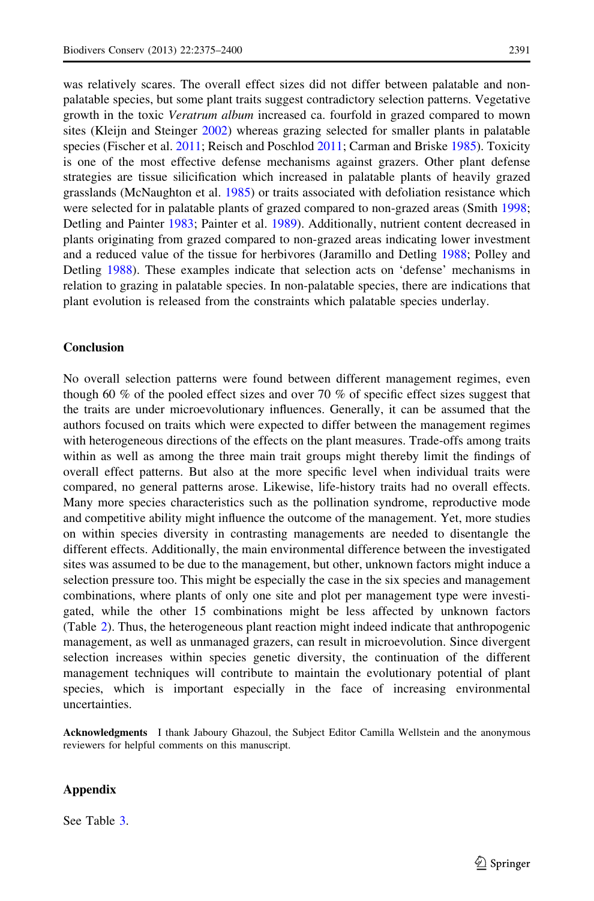was relatively scares. The overall effect sizes did not differ between palatable and non-palatable species, but some plant traits suggest contradictory selection patterns. Vegetative growth in the toxic *Veratrum album* increased ca. fourfold in grazed compared to mown sites (Kleijn and Steinger 2002) whereas grazing selected for smaller plants in palatable species (Fischer et al. 2011; Reisch and Poschlod 2011; Carman and Briske 1985). Toxicity is one of the most effective defense mechanisms against grazers. Other plant defense strategies are tissue silicification which increased in palatable plants of heavily grazed grasslands (McNaughton et al. 1985) or traits associated with defoliation resistance which were selected for in palatable plants of grazed compared to non-grazed areas (Smith 1998; Detling and Painter 1983; Painter et al. 1989). Additionally, nutrient content decreased in plants originating from grazed compared to non-grazed areas indicating lower investment and a reduced value of the tissue for herbivores (Jaramillo and Detling 1988; Polley and Detling 1988). These examples indicate that selection acts on 'defense' mechanisms in relation to grazing in palatable species. In non-palatable species, there are indications that plant evolution is released from the constraints which palatable species underlay.

## Conclusion

No overall selection patterns were found between different management regimes, even though 60 % of the pooled effect sizes and over 70 % of specific effect sizes suggest that the traits are under microevolutionary influences. Generally, it can be assumed that the authors focused on traits which were expected to differ between the management regimes with heterogeneous directions of the effects on the plant measures. Trade-offs among traits within as well as among the three main trait groups might thereby limit the findings of overall effect patterns. But also at the more specific level when individual traits were compared, no general patterns arose. Likewise, life-history traits had no overall effects. Many more species characteristics such as the pollination syndrome, reproductive mode and competitive ability might influence the outcome of the management. Yet, more studies on within species diversity in contrasting managements are needed to disentangle the different effects. Additionally, the main environmental difference between the investigated sites was assumed to be due to the management, but other, unknown factors might induce a selection pressure too. This might be especially the case in the six species and management combinations, where plants of only one site and plot per management type were investigated, while the other 15 combinations might be less affected by unknown factors (Table 2). Thus, the heterogeneous plant reaction might indeed indicate that anthropogenic management, as well as unmanaged grazers, can result in microevolution. Since divergent selection increases within species genetic diversity, the continuation of the different management techniques will contribute to maintain the evolutionary potential of plant species, which is important especially in the face of increasing environmental uncertainties.

**Acknowledgments** I thank Jaboury Ghazoul, the Subject Editor Camilla Wellstein and the anonymous reviewers for helpful comments on this manuscript.

## Appendix

See Table 3.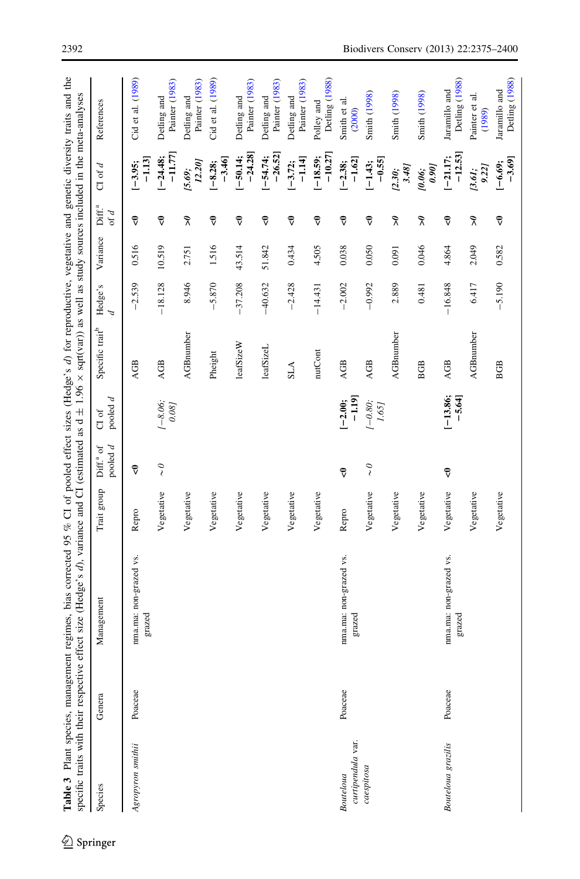**Table 3** Plant species, management regimes, bias corrected 95 % CI of pooled effect sizes (Hedge's *d*) for reproductive, vegetative and genetic diversity traits and the specific traits with their respective effect size (Hedge's *d*), variance and CI (estimated as d ± 1.96 × sqrt(var)) as well as study sources included in the meta-analyses

| Species | Genera | Management | Trait group | Diff.[a] of pooled *d* | CI of pooled *d* | Specific trait[b] | Hedge's *d* | Variance | Diff.[a] of *d* | CI of *d* | References |
|---|---|---|---|---|---|---|---|---|---|---|---|
| *Agropyron smithii* | Poaceae | nma.ma: non-grazed vs. grazed | Repro | <0 | | AGB | −2.539 | 0.516 | <0 | **[−3.95; −1.13]** | Cid et al. (1989) |
| | | | Vegetative | *~0* | *[−8.06; 0.08]* | AGB | −18.128 | 10.519 | <0 | **[−24.48; −11.77]** | Detling and Painter (1983) |
| | | | Vegetative | | | AGBnumber | 8.946 | 2.751 | >0 | *[5.69; 12.20]* | Detling and Painter (1983) |
| | | | Vegetative | | | Pheight | −5.870 | 1.516 | <0 | **[−8.28; −3.46]** | Cid et al. (1989) |
| | | | Vegetative | | | leafSizeW | −37.208 | 43.514 | <0 | **[−50.14; −24.28]** | Detling and Painter (1983) |
| | | | Vegetative | | | leafSizeL | −40.632 | 51.842 | <0 | **[−54.74; −26.52]** | Detling and Painter (1983) |
| | | | Vegetative | | | SLA | −2.428 | 0.434 | <0 | **[−3.72; −1.14]** | Detling and Painter (1983) |
| | | | Vegetative | | | nutCont | −14.431 | 4.505 | <0 | **[−18.59; −10.27]** | Polley and Detling (1988) |
| *Bouteloua curtipendula* var. *caespitosa* | Poaceae | nma.ma: non-grazed vs. grazed | Repro | <0 | **[−2.00; −1.19]** | AGB | −2.002 | 0.038 | <0 | **[−2.38; −1.62]** | Smith et al. (2000) |
| | | | Vegetative | *~0* | *[−0.80; 1.65]* | AGB | −0.992 | 0.050 | <0 | **[−1.43; −0.55]** | Smith (1998) |
| | | | Vegetative | | | AGBnumber | 2.889 | 0.091 | >0 | *[2.30; 3.48]* | Smith (1998) |
| | | | Vegetative | | | BGB | 0.481 | 0.046 | >0 | *[0.06; 0.90]* | Smith (1998) |
| *Bouteloua gracilis* | Poaceae | nma.ma: non-grazed vs. grazed | Vegetative | <0 | **[−13.86; −5.64]** | AGB | −16.848 | 4.864 | <0 | **[−21.17; −12.53]** | Jaramillo and Detling (1988) |
| | | | Vegetative | | | AGBnumber | 6.417 | 2.049 | >0 | *[3.61; 9.22]* | Painter et al. (1989) |
| | | | Vegetative | | | BGB | −5.190 | 0.582 | <0 | **[−6.69; −3.69]** | Jaramillo and Detling (1988) |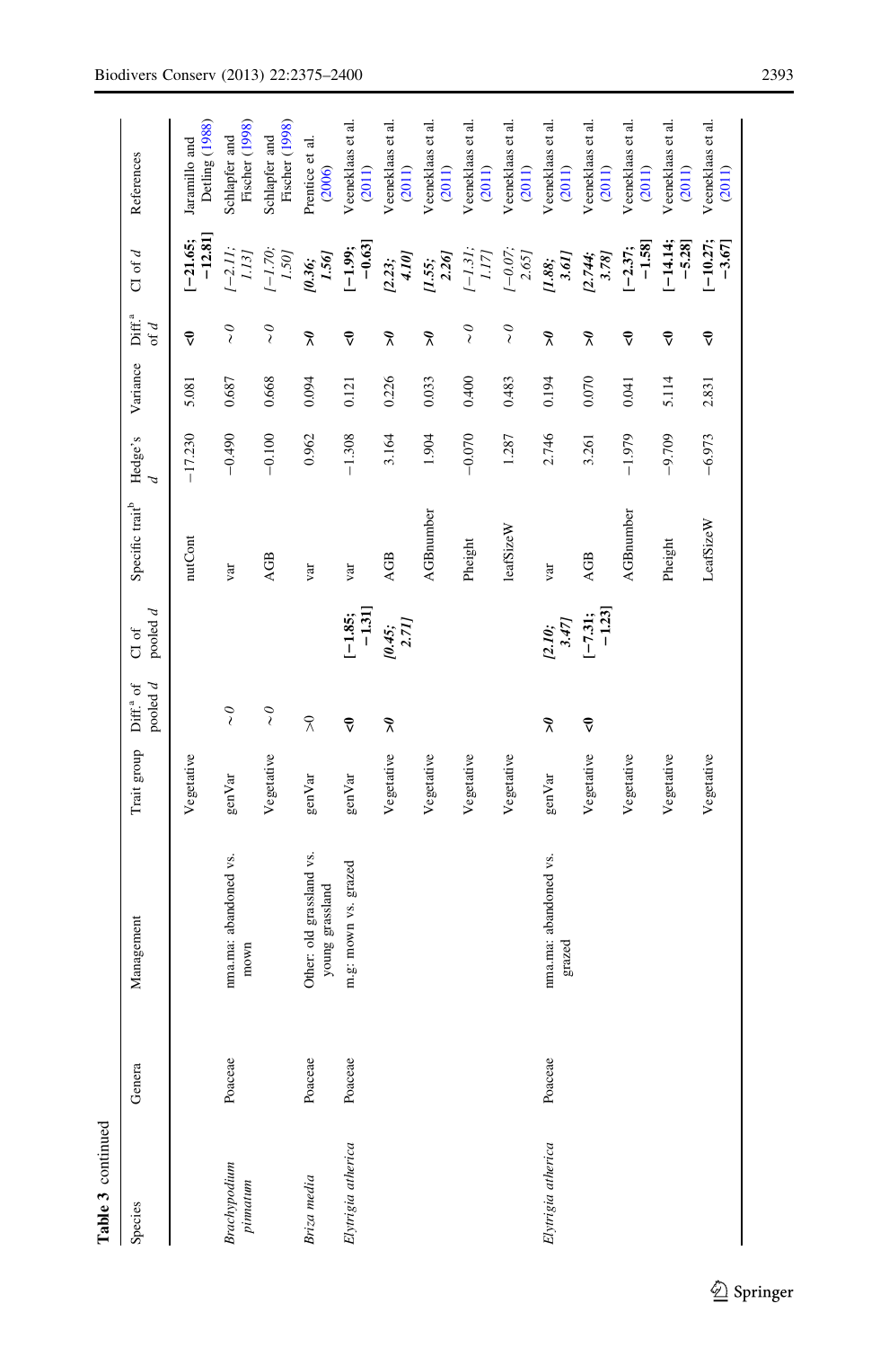**Table 3** continued

| Species | Genera | Management | Trait group | Diff.[a] of pooled *d* | CI of pooled *d* | Specific trait[b] | Hedge's *d* | Variance | Diff.[a] of *d* | CI of *d* | References |
|---|---|---|---|---|---|---|---|---|---|---|---|
| | | | Vegetative | | | nutCont | −17.230 | 5.081 | **<0** | **[−21.65; −12.81]** | Jaramillo and Detling (1988) |
| *Brachypodium pinnatum* | Poaceae | nma.ma: abandoned vs. mown | genVar | *~0* | | var | −0.490 | 0.687 | *~0* | *[−2.11; 1.13]* | Schläpfer and Fischer (1998) |
| | | | Vegetative | *~0* | | AGB | −0.100 | 0.668 | *~0* | *[−1.70; 1.50]* | Schläpfer and Fischer (1998) |
| *Briza media* | Poaceae | Other: old grassland vs. young grassland | genVar | *>0* | | var | 0.962 | 0.094 | *>0* | *[0.36; 1.56]* | Prentice et al. (2006) |
| *Elytrigia atherica* | Poaceae | m.g: mown vs. grazed | genVar | **<0** | **[−1.85; −1.31]** | var | −1.308 | 0.121 | **<0** | **[−1.99; −0.63]** | Veeneklaas et al. (2011) |
| | | | Vegetative | *>0* | *[0.45; 2.71]* | AGB | 3.164 | 0.226 | *>0* | *[2.23; 4.10]* | Veeneklaas et al. (2011) |
| | | | Vegetative | | | AGBnumber | 1.904 | 0.033 | *>0* | *[1.55; 2.26]* | Veeneklaas et al. (2011) |
| | | | Vegetative | | | Pheight | −0.070 | 0.400 | *~0* | *[−1.31; 1.17]* | Veeneklaas et al. (2011) |
| | | | Vegetative | | | leafSizeW | 1.287 | 0.483 | *~0* | *[−0.07; 2.65]* | Veeneklaas et al. (2011) |
| *Elytrigia atherica* | Poaceae | nma.ma: abandoned vs. grazed | genVar | *>0* | *[2.10; 3.47]* | var | 2.746 | 0.194 | *>0* | *[1.88; 3.61]* | Veeneklaas et al. (2011) |
| | | | Vegetative | **<0** | **[−7.31; −1.23]** | AGB | 3.261 | 0.070 | *>0* | *[2.744; 3.78]* | Veeneklaas et al. (2011) |
| | | | Vegetative | | | AGBnumber | −1.979 | 0.041 | **<0** | **[−2.37; −1.58]** | Veeneklaas et al. (2011) |
| | | | Vegetative | | | Pheight | −9.709 | 5.114 | **<0** | **[−14.14; −5.28]** | Veeneklaas et al. (2011) |
| | | | Vegetative | | | LeafSizeW | −6.973 | 2.831 | **<0** | **[−10.27; −3.67]** | Veeneklaas et al. (2011) |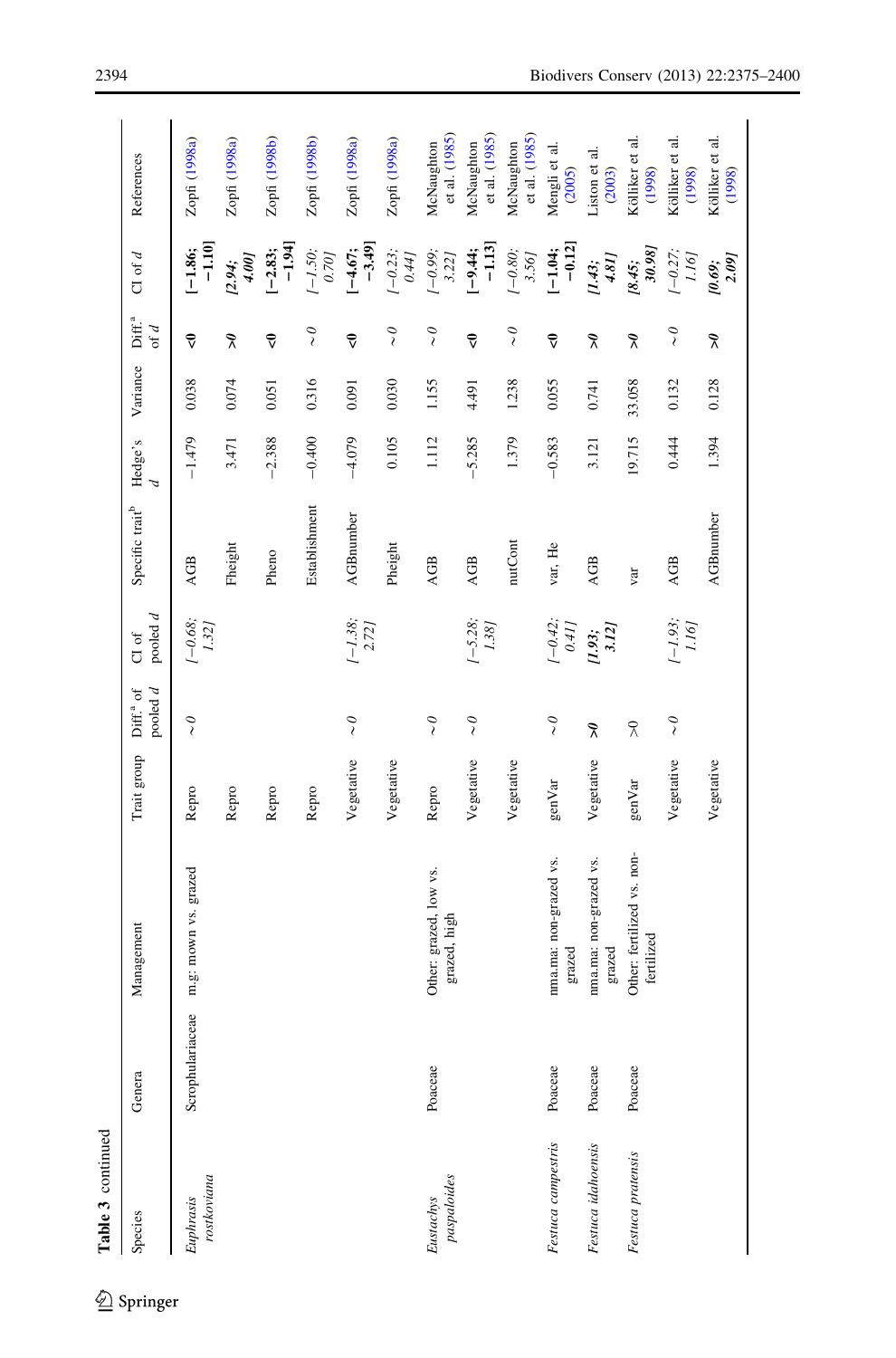Table 3 continued

| Species | Genera | Management | Trait group | Diff.[a] of pooled *d* | CI of pooled *d* | Specific trait[b] | Hedge's *d* | Variance | Diff.[a] of *d* | CI of *d* | References |
|---|---|---|---|---|---|---|---|---|---|---|---|
| *Euphrasis rostkoviana* | Scrophulariaceae | m.g: mown vs. grazed | Repro | *~0* | *[−0.68; 1.32]* | AGB | −1.479 | 0.038 | **<0** | **[−1.86; −1.10]** | Zopfi (1998a) |
| | | | Repro | | | Fheight | 3.471 | 0.074 | **>0** | ***[2.94; 4.00]*** | Zopfi (1998a) |
| | | | Repro | | | Pheno | −2.388 | 0.051 | **<0** | **[−2.83; −1.94]** | Zopfi (1998b) |
| | | | Repro | | | Establishment | −0.400 | 0.316 | *~0* | *[−1.50; 0.70]* | Zopfi (1998b) |
| | | | Vegetative | *~0* | *[−1.38; 2.72]* | AGBnumber | −4.079 | 0.091 | **<0** | **[−4.67; −3.49]** | Zopfi (1998a) |
| | | | Vegetative | | | Pheight | 0.105 | 0.030 | *~0* | *[−0.23; 0.44]* | Zopfi (1998a) |
| *Eustachys paspaloides* | Poaceae | Other: grazed, low vs. grazed, high | Repro | *~0* | | AGB | 1.112 | 1.155 | *~0* | *[−0.99; 3.22]* | McNaughton et al. (1985) |
| | | | Vegetative | *~0* | *[−5.28; 1.38]* | AGB | −5.285 | 4.491 | **<0** | **[−9.44; −1.13]** | McNaughton et al. (1985) |
| | | | Vegetative | | | nutCont | 1.379 | 1.238 | *~0* | *[−0.80; 3.56]* | McNaughton et al. (1985) |
| *Festuca campestris* | Poaceae | nma.ma: non-grazed vs. grazed | genVar | *~0* | *[−0.42; 0.41]* | var, He | −0.583 | 0.055 | **<0** | **[−1.04; −0.12]** | Mengli et al. (2005) |
| *Festuca idahoensis* | Poaceae | nma.ma: non-grazed vs. grazed | Vegetative | **>0** | ***[1.93; 3.12]*** | AGB | 3.121 | 0.741 | **>0** | ***[1.43; 4.81]*** | Liston et al. (2003) |
| *Festuca pratensis* | Poaceae | Other: fertilized vs. non-fertilized | genVar | >0 | | var | 19.715 | 33.058 | **>0** | ***[8.45; 30.98]*** | Kölliker et al. (1998) |
| | | | Vegetative | *~0* | *[−1.93; 1.16]* | AGB | 0.444 | 0.132 | *~0* | *[−0.27; 1.16]* | Kölliker et al. (1998) |
| | | | Vegetative | | | AGBnumber | 1.394 | 0.128 | **>0** | ***[0.69; 2.09]*** | Kölliker et al. (1998) |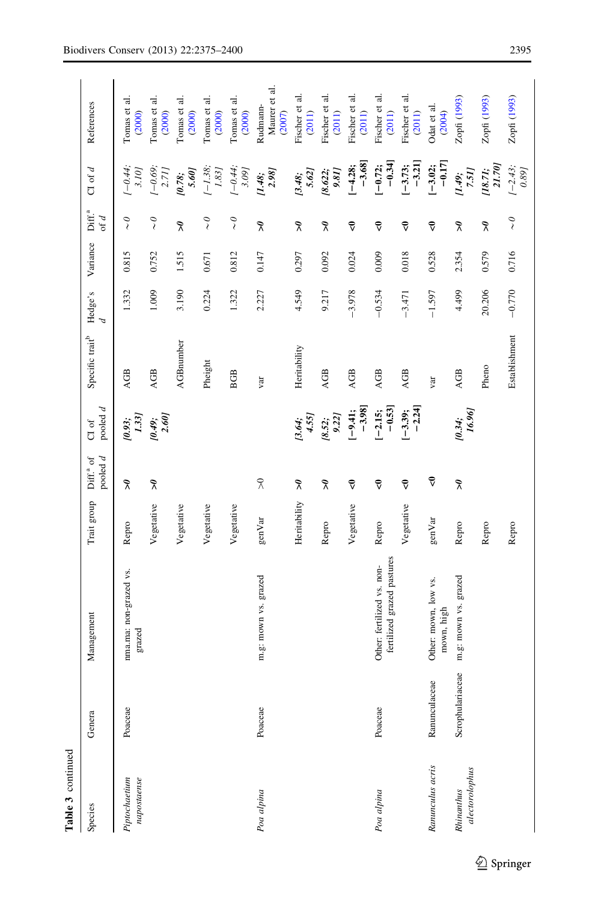Table 3 continued

| Species | Genera | Management | Trait group | Diff.[a] of pooled d | CI of pooled d | Specific trait[b] | Hedge's d | Variance | Diff.[a] of d | CI of d | References |
|---|---|---|---|---|---|---|---|---|---|---|---|
| *Piptochaetium napostaense* | Poaceae | nma.ma: non-grazed vs. grazed | Repro | **>0** | **[0.93; 1.33]** | AGB | 1.332 | 0.815 | *~0* | *[−0.44; 3.10]* | Tomas et al. (2000) |
| | | | Vegetative | **>0** | **[0.49; 2.60]** | AGB | 1.009 | 0.752 | *~0* | *[−0.69; 2.71]* | Tomas et al. (2000) |
| | | | Vegetative | | | AGBnumber | 3.190 | 1.515 | **>0** | **[0.78; 5.60]** | Tomas et al. (2000) |
| | | | Vegetative | | | Pheight | 0.224 | 0.671 | *~0* | *[−1.38; 1.83]* | Tomas et al. (2000) |
| | | | Vegetative | | | BGB | 1.322 | 0.812 | *~0* | *[−0.44; 3.09]* | Tomas et al. (2000) |
| *Poa alpina* | Poaceae | m.g: mown vs. grazed | genVar | >0 | | var | 2.227 | 0.147 | **>0** | **[1.48; 2.98]** | Rudmann-Maurer et al. (2007) |
| | | | Heritability | **>0** | **[3.64; 4.55]** | Heritability | 4.549 | 0.297 | **>0** | **[3.48; 5.62]** | Fischer et al. (2011) |
| | | | Repro | **>0** | **[8.52; 9.22]** | AGB | 9.217 | 0.092 | **>0** | **[8.622; 9.81]** | Fischer et al. (2011) |
| | | | Vegetative | **<0** | **[−9.41; −3.98]** | AGB | −3.978 | 0.024 | **<0** | **[−4.28; −3.68]** | Fischer et al. (2011) |
| *Poa alpina* | Poaceae | Other: fertilized vs. non-fertilized grazed pastures | Repro | **<0** | **[−2.15; −0.53]** | AGB | −0.534 | 0.009 | **<0** | **[−0.72; −0.34]** | Fischer et al. (2011) |
| | | | Vegetative | **<0** | **[−3.39; −2.24]** | AGB | −3.471 | 0.018 | **<0** | **[−3.73; −3.21]** | Fischer et al. (2011) |
| *Ranunculus acris* | Ranunculaceae | Other: mown, low vs. mown, high | genVar | **<0** | | var | −1.597 | 0.528 | **<0** | **[−3.02; −0.17]** | Odat et al. (2004) |
| *Rhinanthus alectorolophus* | Scrophulariaceae | m.g: mown vs. grazed | Repro | **>0** | **[0.34; 16.96]** | AGB | 4.499 | 2.354 | **>0** | **[1.49; 7.51]** | Zopfi (1993) |
| | | | Repro | | | Pheno | 20.206 | 0.579 | **>0** | **[18.71; 21.70]** | Zopfi (1993) |
| | | | Repro | | | Establishment | −0.770 | 0.716 | *~0* | *[−2.43; 0.89]* | Zopfi (1993) |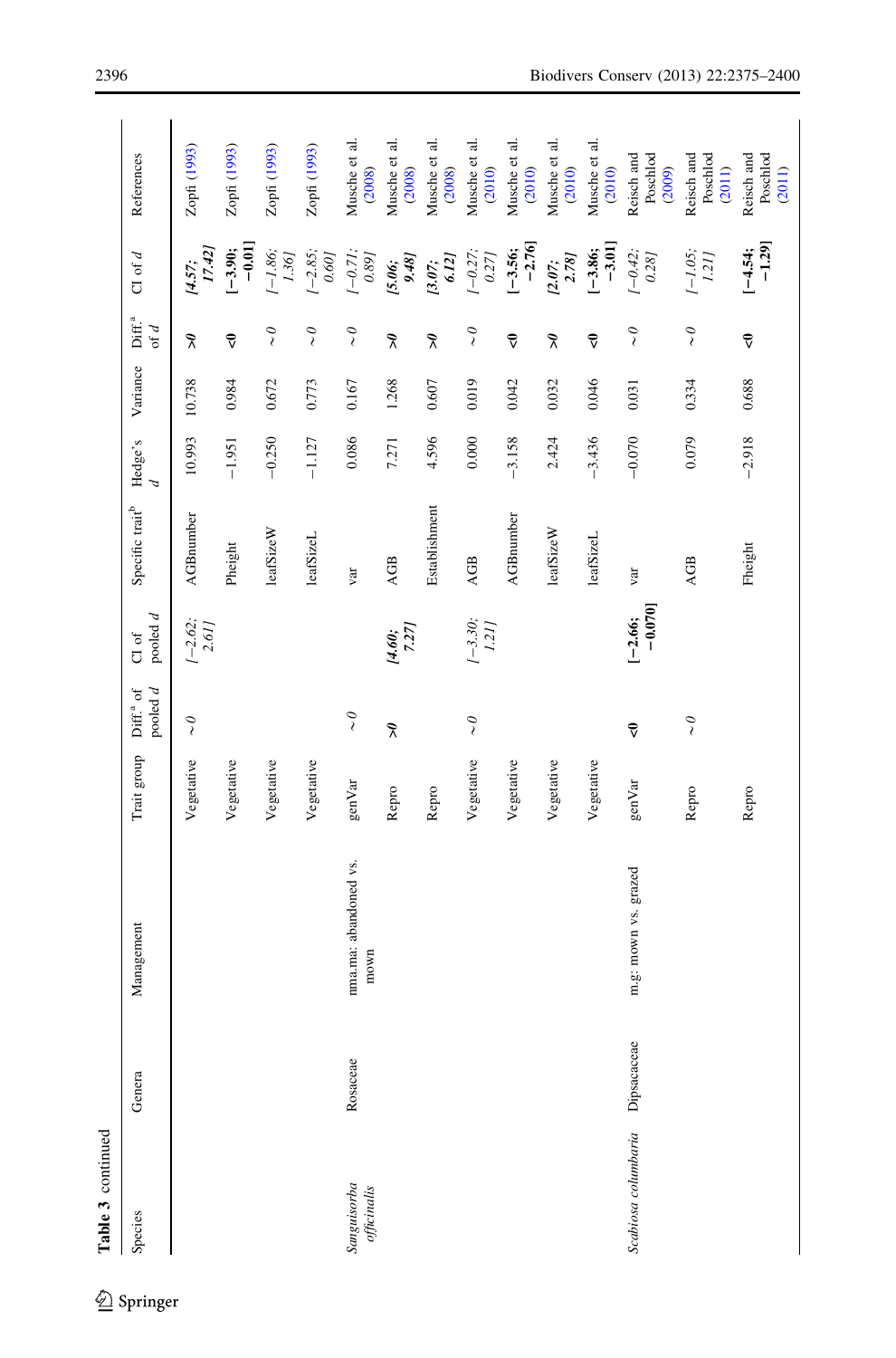Table 3 continued

| Species | Genera | Management | Trait group | Diff.[a] of pooled *d* | CI of pooled *d* | Specific trait[b] | Hedge's *d* | Variance | Diff.[a] of *d* | CI of *d* | References |
|---|---|---|---|---|---|---|---|---|---|---|---|
| | | | Vegetative | ~0 | *[−2.62; 2.61]* | AGBnumber | 10.993 | 10.738 | **>0** | ***[4.57; 17.42]*** | Zopfi (1993) |
| | | | Vegetative | | | Pheight | −1.951 | 0.984 | **<0** | **[−3.90; −0.01]** | Zopfi (1993) |
| | | | Vegetative | | | leafSizeW | −0.250 | 0.672 | *~0* | *[−1.86; 1.36]* | Zopfi (1993) |
| | | | Vegetative | | | leafSizeL | −1.127 | 0.773 | *~0* | *[−2.85; 0.60]* | Zopfi (1993) |
| *Sanguisorba officinalis* | Rosaceae | nma.ma: abandoned vs. mown | genVar | *~0* | | var | 0.086 | 0.167 | *~0* | *[−0.71; 0.89]* | Musche et al. (2008) |
| | | | Repro | **>0** | ***[4.60; 7.27]*** | AGB | 7.271 | 1.268 | **>0** | ***[5.06; 9.48]*** | Musche et al. (2008) |
| | | | Repro | | | Establishment | 4.596 | 0.607 | **>0** | ***[3.07; 6.12]*** | Musche et al. (2008) |
| | | | Vegetative | *~0* | *[−3.30; 1.21]* | AGB | 0.000 | 0.019 | *~0* | *[−0.27; 0.27]* | Musche et al. (2010) |
| | | | Vegetative | | | AGBnumber | −3.158 | 0.042 | **<0** | **[−3.56; −2.76]** | Musche et al. (2010) |
| | | | Vegetative | | | leafSizeW | 2.424 | 0.032 | **>0** | ***[2.07; 2.78]*** | Musche et al. (2010) |
| | | | Vegetative | | | leafSizeL | −3.436 | 0.046 | **<0** | **[−3.86; −3.01]** | Musche et al. (2010) |
| *Scabiosa columbaria* | Dipsacaceae | m.g: mown vs. grazed | genVar | **<0** | **[−2.66; −0.070]** | var | −0.070 | 0.031 | *~0* | *[−0.42; 0.28]* | Reisch and Poschlod (2009) |
| | | | Repro | *~0* | | AGB | 0.079 | 0.334 | *~0* | *[−1.05; 1.21]* | Reisch and Poschlod (2011) |
| | | | Repro | | | Fheight | −2.918 | 0.688 | **<0** | **[−4.54; −1.29]** | Reisch and Poschlod (2011) |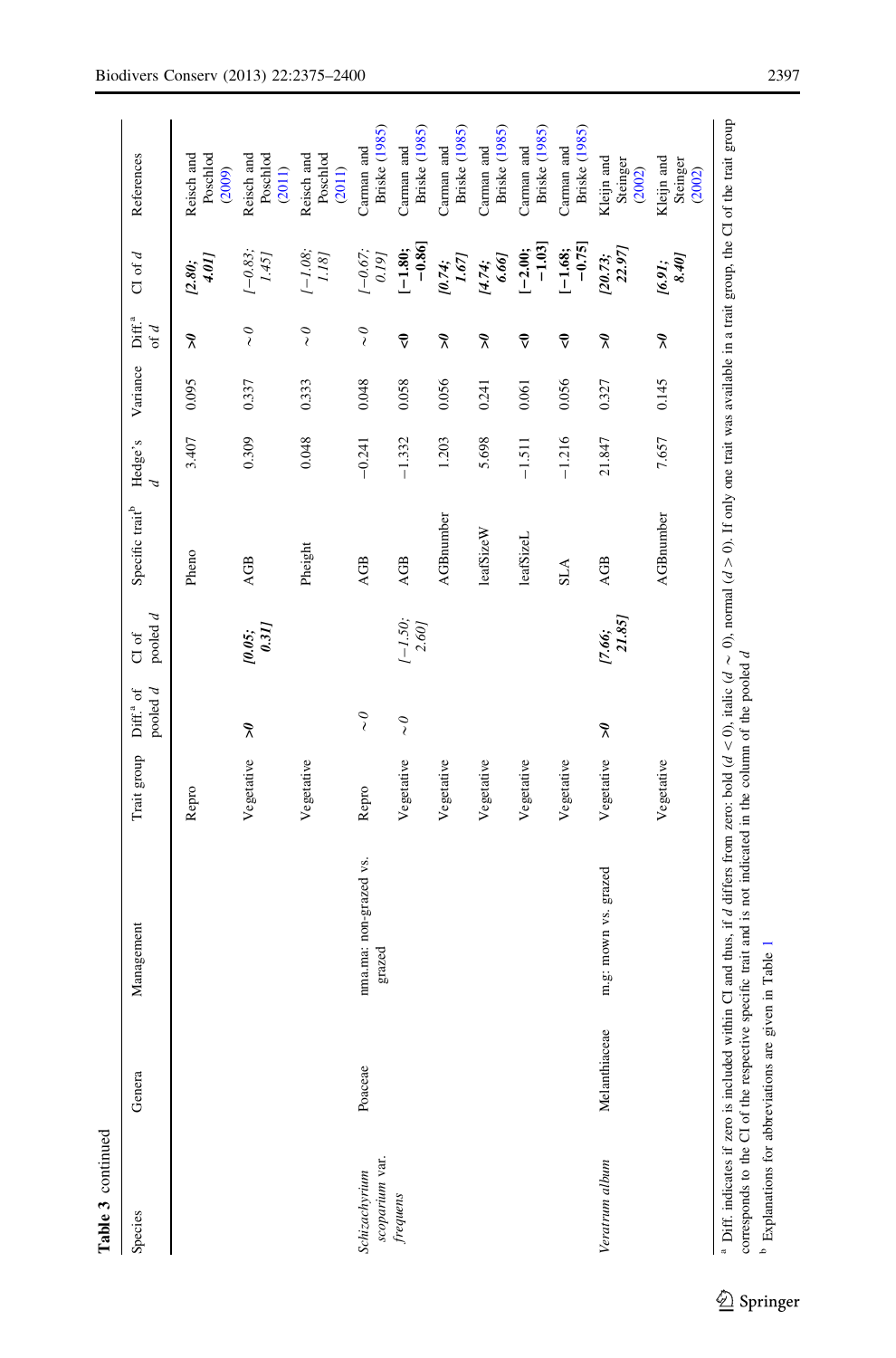**Table 3** continued

| Species | Genera | Management | Trait group | Diff.[a] of pooled *d* | CI of pooled *d* | Specific trait[b] | Hedge's *d* | Variance | Diff.[a] of *d* | CI of *d* | References |
|---|---|---|---|---|---|---|---|---|---|---|---|
| | | | Repro | | | Pheno | 3.407 | 0.095 | >0 | [2.80; 4.01] | Reisch and Poschlod (2009) |
| | | | Vegetative | >0 | [0.05; 0.31] | AGB | 0.309 | 0.337 | ~0 | *[−0.83; 1.45]* | Reisch and Poschlod (2011) |
| | | | Vegetative | | | Pheight | 0.048 | 0.333 | ~0 | *[−1.08; 1.18]* | Reisch and Poschlod (2011) |
| *Schizachyrium scoparium* var. *frequens* | Poaceae | nma.ma: non-grazed vs. grazed | Repro | ~0 | | AGB | −0.241 | 0.048 | ~0 | *[−0.67; 0.19]* | Carman and Briske (1985) |
| | | | Vegetative | ~0 | *[−1.50; 2.60]* | AGB | −1.332 | 0.058 | <0 | **[−1.80; −0.86]** | Carman and Briske (1985) |
| | | | Vegetative | | | AGBnumber | 1.203 | 0.056 | >0 | [0.74; 1.67] | Carman and Briske (1985) |
| | | | Vegetative | | | leafSizeW | 5.698 | 0.241 | >0 | [4.74; 6.66] | Carman and Briske (1985) |
| | | | Vegetative | | | leafSizeL | −1.511 | 0.061 | <0 | **[−2.00; −1.03]** | Carman and Briske (1985) |
| | | | Vegetative | | | SLA | −1.216 | 0.056 | <0 | **[−1.68; −0.75]** | Carman and Briske (1985) |
| *Veratrum album* | Melanthiaceae | m.g: mown vs. grazed | Vegetative | >0 | [7.66; 21.85] | AGB | 21.847 | 0.327 | >0 | [20.73; 22.97] | Kleijn and Steinger (2002) |
| | | | Vegetative | | | AGBnumber | 7.657 | 0.145 | >0 | [6.91; 8.40] | Kleijn and Steinger (2002) |

[a] Diff. indicates if zero is included within CI and thus, if *d* differs from zero: bold (*d* < 0), italic (*d* ~ 0), normal (*d* > 0). If only one trait was available in a trait group, the CI of the trait group corresponds to the CI of the respective specific trait and is not indicated in the column of the pooled *d*

[b] Explanations for abbreviations are given in Table 1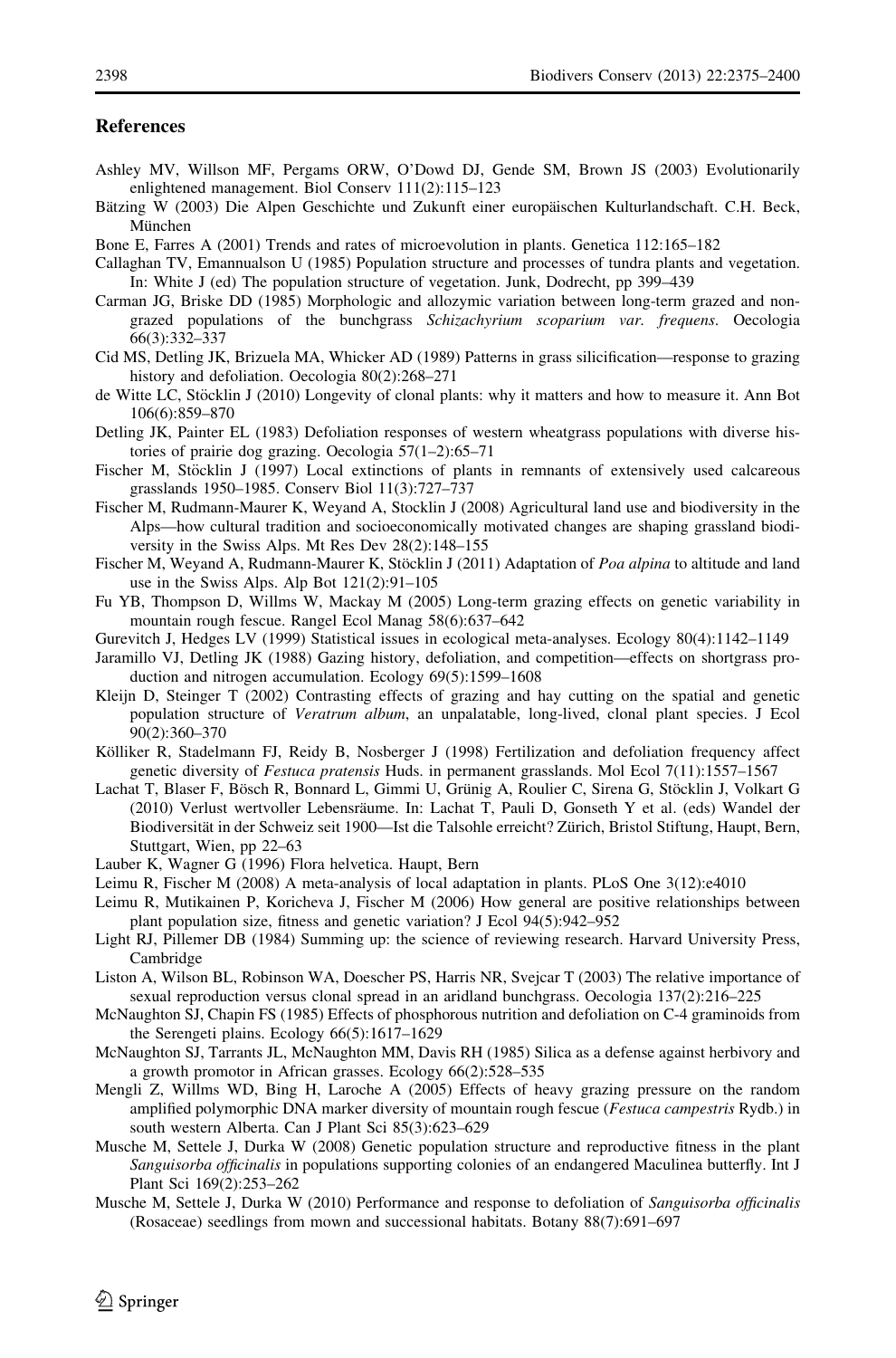## References

Ashley MV, Willson MF, Pergams ORW, O'Dowd DJ, Gende SM, Brown JS (2003) Evolutionarily enlightened management. Biol Conserv 111(2):115–123

Bätzing W (2003) Die Alpen Geschichte und Zukunft einer europäischen Kulturlandschaft. C.H. Beck, München

Bone E, Farres A (2001) Trends and rates of microevolution in plants. Genetica 112:165–182

Callaghan TV, Emannualson U (1985) Population structure and processes of tundra plants and vegetation. In: White J (ed) The population structure of vegetation. Junk, Dodrecht, pp 399–439

Carman JG, Briske DD (1985) Morphologic and allozymic variation between long-term grazed and non-grazed populations of the bunchgrass *Schizachyrium scoparium var. frequens*. Oecologia 66(3):332–337

Cid MS, Detling JK, Brizuela MA, Whicker AD (1989) Patterns in grass silicification—response to grazing history and defoliation. Oecologia 80(2):268–271

de Witte LC, Stöcklin J (2010) Longevity of clonal plants: why it matters and how to measure it. Ann Bot 106(6):859–870

Detling JK, Painter EL (1983) Defoliation responses of western wheatgrass populations with diverse histories of prairie dog grazing. Oecologia 57(1–2):65–71

Fischer M, Stöcklin J (1997) Local extinctions of plants in remnants of extensively used calcareous grasslands 1950–1985. Conserv Biol 11(3):727–737

Fischer M, Rudmann-Maurer K, Weyand A, Stocklin J (2008) Agricultural land use and biodiversity in the Alps—how cultural tradition and socioeconomically motivated changes are shaping grassland biodiversity in the Swiss Alps. Mt Res Dev 28(2):148–155

Fischer M, Weyand A, Rudmann-Maurer K, Stöcklin J (2011) Adaptation of *Poa alpina* to altitude and land use in the Swiss Alps. Alp Bot 121(2):91–105

Fu YB, Thompson D, Willms W, Mackay M (2005) Long-term grazing effects on genetic variability in mountain rough fescue. Rangel Ecol Manag 58(6):637–642

Gurevitch J, Hedges LV (1999) Statistical issues in ecological meta-analyses. Ecology 80(4):1142–1149

Jaramillo VJ, Detling JK (1988) Gazing history, defoliation, and competition—effects on shortgrass production and nitrogen accumulation. Ecology 69(5):1599–1608

Kleijn D, Steinger T (2002) Contrasting effects of grazing and hay cutting on the spatial and genetic population structure of *Veratrum album*, an unpalatable, long-lived, clonal plant species. J Ecol 90(2):360–370

Kölliker R, Stadelmann FJ, Reidy B, Nosberger J (1998) Fertilization and defoliation frequency affect genetic diversity of *Festuca pratensis* Huds. in permanent grasslands. Mol Ecol 7(11):1557–1567

Lachat T, Blaser F, Bösch R, Bonnard L, Gimmi U, Grünig A, Roulier C, Sirena G, Stöcklin J, Volkart G (2010) Verlust wertvoller Lebensräume. In: Lachat T, Pauli D, Gonseth Y et al. (eds) Wandel der Biodiversität in der Schweiz seit 1900—Ist die Talsohle erreicht? Zürich, Bristol Stiftung, Haupt, Bern, Stuttgart, Wien, pp 22–63

Lauber K, Wagner G (1996) Flora helvetica. Haupt, Bern

Leimu R, Fischer M (2008) A meta-analysis of local adaptation in plants. PLoS One 3(12):e4010

Leimu R, Mutikainen P, Koricheva J, Fischer M (2006) How general are positive relationships between plant population size, fitness and genetic variation? J Ecol 94(5):942–952

Light RJ, Pillemer DB (1984) Summing up: the science of reviewing research. Harvard University Press, Cambridge

Liston A, Wilson BL, Robinson WA, Doescher PS, Harris NR, Svejcar T (2003) The relative importance of sexual reproduction versus clonal spread in an aridland bunchgrass. Oecologia 137(2):216–225

McNaughton SJ, Chapin FS (1985) Effects of phosphorous nutrition and defoliation on C-4 graminoids from the Serengeti plains. Ecology 66(5):1617–1629

McNaughton SJ, Tarrants JL, McNaughton MM, Davis RH (1985) Silica as a defense against herbivory and a growth promotor in African grasses. Ecology 66(2):528–535

Mengli Z, Willms WD, Bing H, Laroche A (2005) Effects of heavy grazing pressure on the random amplified polymorphic DNA marker diversity of mountain rough fescue (*Festuca campestris* Rydb.) in south western Alberta. Can J Plant Sci 85(3):623–629

Musche M, Settele J, Durka W (2008) Genetic population structure and reproductive fitness in the plant *Sanguisorba officinalis* in populations supporting colonies of an endangered Maculinea butterfly. Int J Plant Sci 169(2):253–262

Musche M, Settele J, Durka W (2010) Performance and response to defoliation of *Sanguisorba officinalis* (Rosaceae) seedlings from mown and successional habitats. Botany 88(7):691–697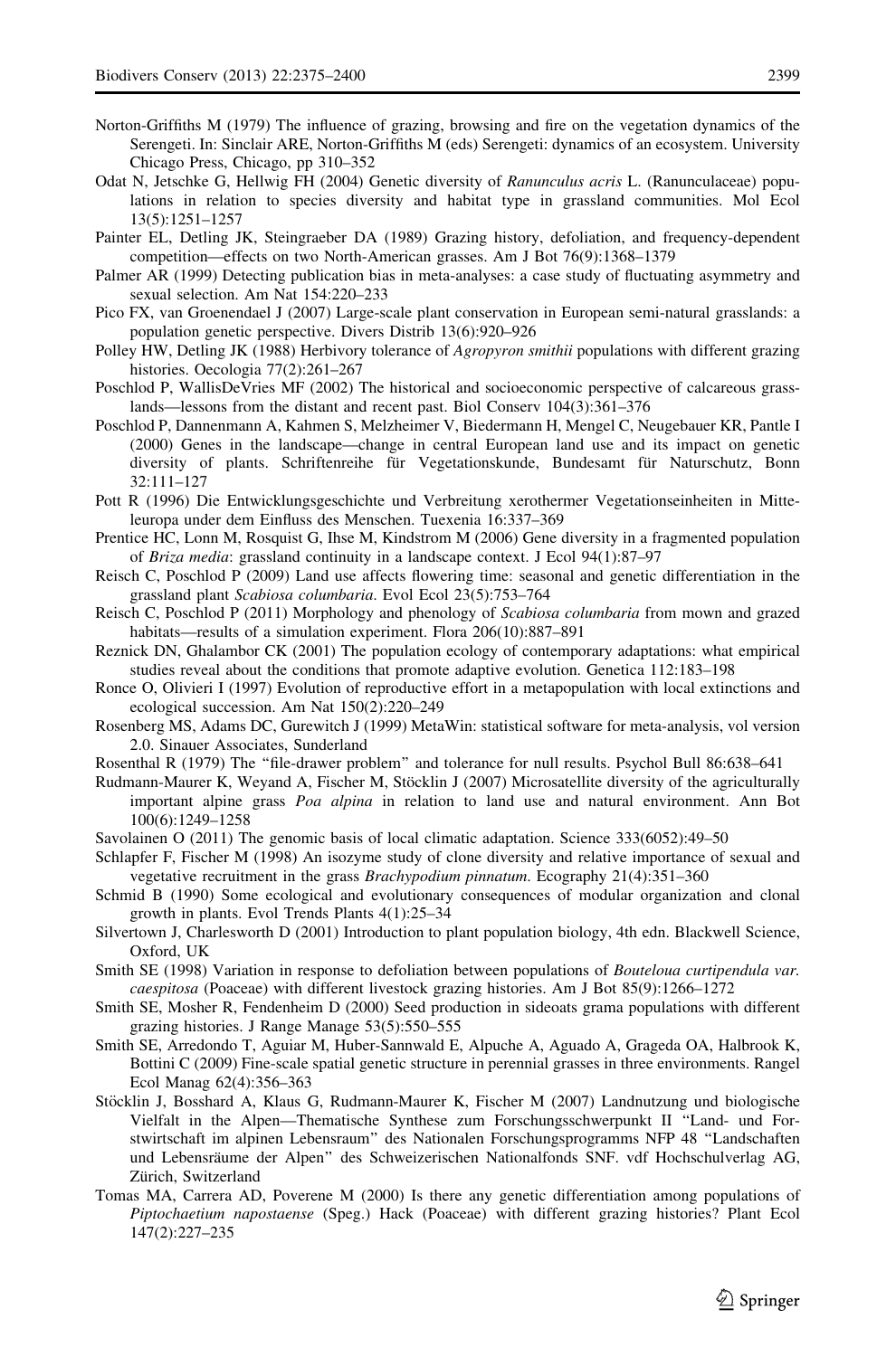Norton-Griffiths M (1979) The influence of grazing, browsing and fire on the vegetation dynamics of the Serengeti. In: Sinclair ARE, Norton-Griffiths M (eds) Serengeti: dynamics of an ecosystem. University Chicago Press, Chicago, pp 310–352

Odat N, Jetschke G, Hellwig FH (2004) Genetic diversity of *Ranunculus acris* L. (Ranunculaceae) populations in relation to species diversity and habitat type in grassland communities. Mol Ecol 13(5):1251–1257

Painter EL, Detling JK, Steingraeber DA (1989) Grazing history, defoliation, and frequency-dependent competition—effects on two North-American grasses. Am J Bot 76(9):1368–1379

Palmer AR (1999) Detecting publication bias in meta-analyses: a case study of fluctuating asymmetry and sexual selection. Am Nat 154:220–233

Pico FX, van Groenendael J (2007) Large-scale plant conservation in European semi-natural grasslands: a population genetic perspective. Divers Distrib 13(6):920–926

Polley HW, Detling JK (1988) Herbivory tolerance of *Agropyron smithii* populations with different grazing histories. Oecologia 77(2):261–267

Poschlod P, WallisDeVries MF (2002) The historical and socioeconomic perspective of calcareous grasslands—lessons from the distant and recent past. Biol Conserv 104(3):361–376

Poschlod P, Dannenmann A, Kahmen S, Melzheimer V, Biedermann H, Mengel C, Neugebauer KR, Pantle I (2000) Genes in the landscape—change in central European land use and its impact on genetic diversity of plants. Schriftenreihe für Vegetationskunde, Bundesamt für Naturschutz, Bonn 32:111–127

Pott R (1996) Die Entwicklungsgeschichte und Verbreitung xerothermer Vegetationseinheiten in Mitteleuropa under dem Einfluss des Menschen. Tuexenia 16:337–369

Prentice HC, Lonn M, Rosquist G, Ihse M, Kindstrom M (2006) Gene diversity in a fragmented population of *Briza media*: grassland continuity in a landscape context. J Ecol 94(1):87–97

Reisch C, Poschlod P (2009) Land use affects flowering time: seasonal and genetic differentiation in the grassland plant *Scabiosa columbaria*. Evol Ecol 23(5):753–764

Reisch C, Poschlod P (2011) Morphology and phenology of *Scabiosa columbaria* from mown and grazed habitats—results of a simulation experiment. Flora 206(10):887–891

Reznick DN, Ghalambor CK (2001) The population ecology of contemporary adaptations: what empirical studies reveal about the conditions that promote adaptive evolution. Genetica 112:183–198

Ronce O, Olivieri I (1997) Evolution of reproductive effort in a metapopulation with local extinctions and ecological succession. Am Nat 150(2):220–249

Rosenberg MS, Adams DC, Gurewitch J (1999) MetaWin: statistical software for meta-analysis, vol version 2.0. Sinauer Associates, Sunderland

Rosenthal R (1979) The "file-drawer problem" and tolerance for null results. Psychol Bull 86:638–641

Rudmann-Maurer K, Weyand A, Fischer M, Stöcklin J (2007) Microsatellite diversity of the agriculturally important alpine grass *Poa alpina* in relation to land use and natural environment. Ann Bot 100(6):1249–1258

Savolainen O (2011) The genomic basis of local climatic adaptation. Science 333(6052):49–50

Schlapfer F, Fischer M (1998) An isozyme study of clone diversity and relative importance of sexual and vegetative recruitment in the grass *Brachypodium pinnatum*. Ecography 21(4):351–360

Schmid B (1990) Some ecological and evolutionary consequences of modular organization and clonal growth in plants. Evol Trends Plants 4(1):25–34

Silvertown J, Charlesworth D (2001) Introduction to plant population biology, 4th edn. Blackwell Science, Oxford, UK

Smith SE (1998) Variation in response to defoliation between populations of *Bouteloua curtipendula var. caespitosa* (Poaceae) with different livestock grazing histories. Am J Bot 85(9):1266–1272

Smith SE, Mosher R, Fendenheim D (2000) Seed production in sideoats grama populations with different grazing histories. J Range Manage 53(5):550–555

Smith SE, Arredondo T, Aguiar M, Huber-Sannwald E, Alpuche A, Aguado A, Grageda OA, Halbrook K, Bottini C (2009) Fine-scale spatial genetic structure in perennial grasses in three environments. Rangel Ecol Manag 62(4):356–363

Stöcklin J, Bosshard A, Klaus G, Rudmann-Maurer K, Fischer M (2007) Landnutzung und biologische Vielfalt in den Alpen—Thematische Synthese zum Forschungsschwerpunkt II "Land- und Forstwirtschaft im alpinen Lebensraum" des Nationalen Forschungsprogramms NFP 48 "Landschaften und Lebensräume der Alpen" des Schweizerischen Nationalfonds SNF. vdf Hochschulverlag AG, Zürich, Switzerland

Tomas MA, Carrera AD, Poverene M (2000) Is there any genetic differentiation among populations of *Piptochaetium napostaense* (Speg.) Hack (Poaceae) with different grazing histories? Plant Ecol 147(2):227–235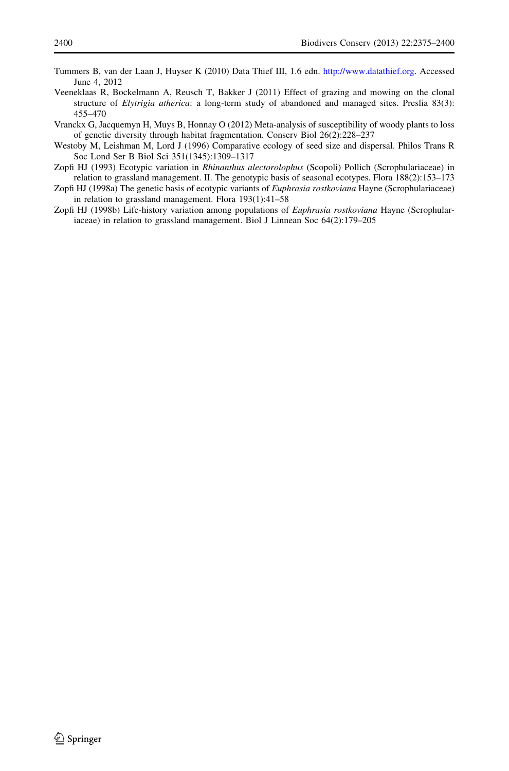Tummers B, van der Laan J, Huyser K (2010) Data Thief III, 1.6 edn. http://www.datathief.org. Accessed June 4, 2012

Veeneklaas R, Bockelmann A, Reusch T, Bakker J (2011) Effect of grazing and mowing on the clonal structure of *Elytrigia atherica*: a long-term study of abandoned and managed sites. Preslia 83(3): 455–470

Vranckx G, Jacquemyn H, Muys B, Honnay O (2012) Meta-analysis of susceptibility of woody plants to loss of genetic diversity through habitat fragmentation. Conserv Biol 26(2):228–237

Westoby M, Leishman M, Lord J (1996) Comparative ecology of seed size and dispersal. Philos Trans R Soc Lond Ser B Biol Sci 351(1345):1309–1317

Zopfi HJ (1993) Ecotypic variation in *Rhinanthus alectorolophus* (Scopoli) Pollich (Scrophulariaceae) in relation to grassland management. II. The genotypic basis of seasonal ecotypes. Flora 188(2):153–173

Zopfi HJ (1998a) The genetic basis of ecotypic variants of *Euphrasia rostkoviana* Hayne (Scrophulariaceae) in relation to grassland management. Flora 193(1):41–58

Zopfi HJ (1998b) Life-history variation among populations of *Euphrasia rostkoviana* Hayne (Scrophulariaceae) in relation to grassland management. Biol J Linnean Soc 64(2):179–205